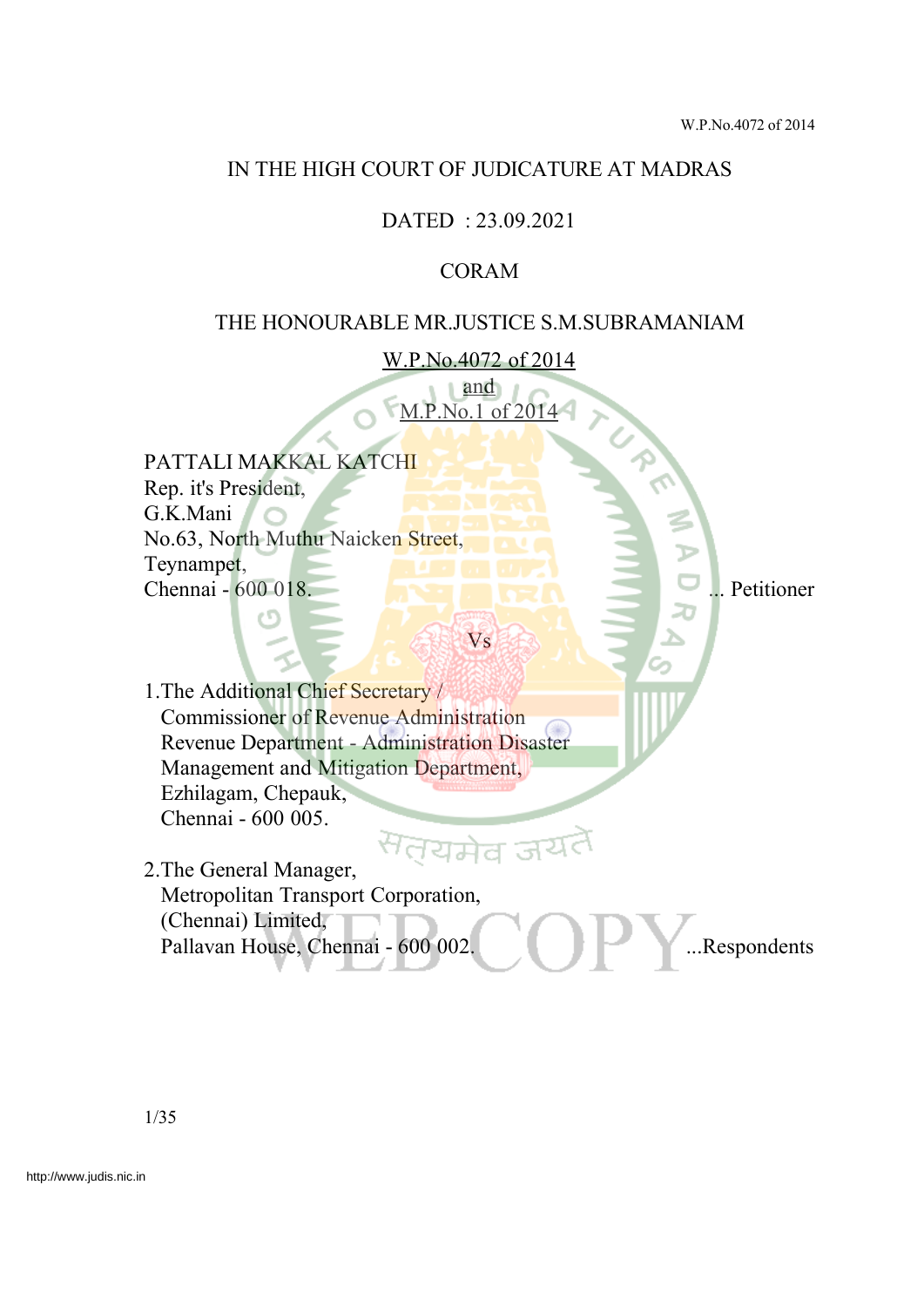IN THE HIGH COURT OF JUDICATURE AT MADRAS

DATED : 23.09.2021

CORAM

THE HONOURABLE MR.JUSTICE S.M.SUBRAMANIAM

W.P.No.4072 of 2014
and
M.P.No.1 of 2014

PATTALI MAKKAL KATCHI
Rep. it's President,
G.K.Mani
No.63, North Muthu Naicken Street,
Teynampet,
Chennai - 600 018. ... Petitioner

Vs

1.The Additional Chief Secretary /
Commissioner of Revenue Administration
Revenue Department - Administration Disaster
Management and Mitigation Department,
Ezhilagam, Chepauk,
Chennai - 600 005.

2.The General Manager,
Metropolitan Transport Corporation,
(Chennai) Limited,
Pallavan House, Chennai - 600 002. ...Respondents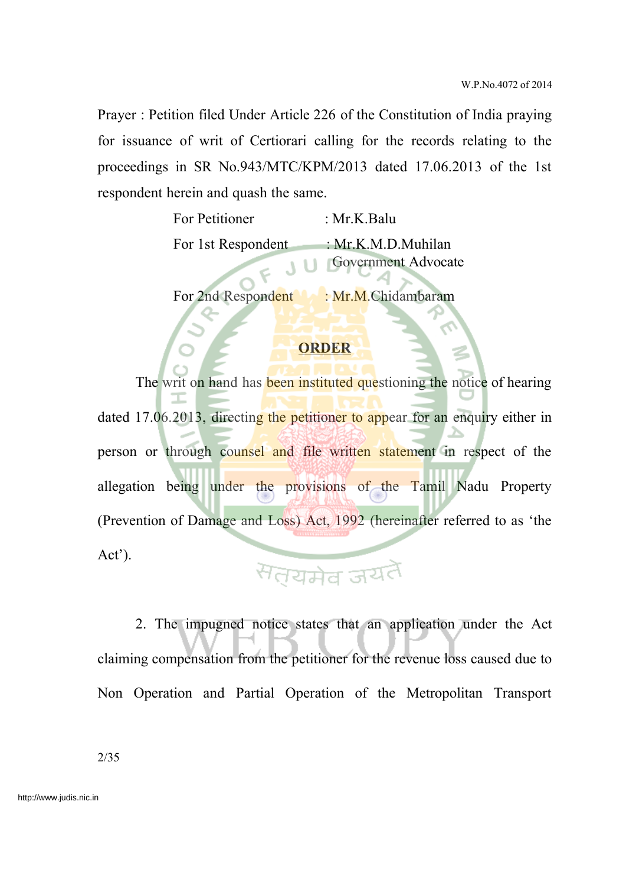Prayer : Petition filed Under Article 226 of the Constitution of India praying for issuance of writ of Certiorari calling for the records relating to the proceedings in SR No.943/MTC/KPM/2013 dated 17.06.2013 of the 1st respondent herein and quash the same.

| | |
|---|---|
| For Petitioner | : Mr.K.Balu |
| For 1st Respondent | : Mr.K.M.D.Muhilan Government Advocate |
| For 2nd Respondent | : Mr.M.Chidambaram |

**ORDER**

The writ on hand has been instituted questioning the notice of hearing dated 17.06.2013, directing the petitioner to appear for an enquiry either in person or through counsel and file written statement in respect of the allegation being under the provisions of the Tamil Nadu Property (Prevention of Damage and Loss) Act, 1992 (hereinafter referred to as 'the Act').

2. The impugned notice states that an application under the Act claiming compensation from the petitioner for the revenue loss caused due to Non Operation and Partial Operation of the Metropolitan Transport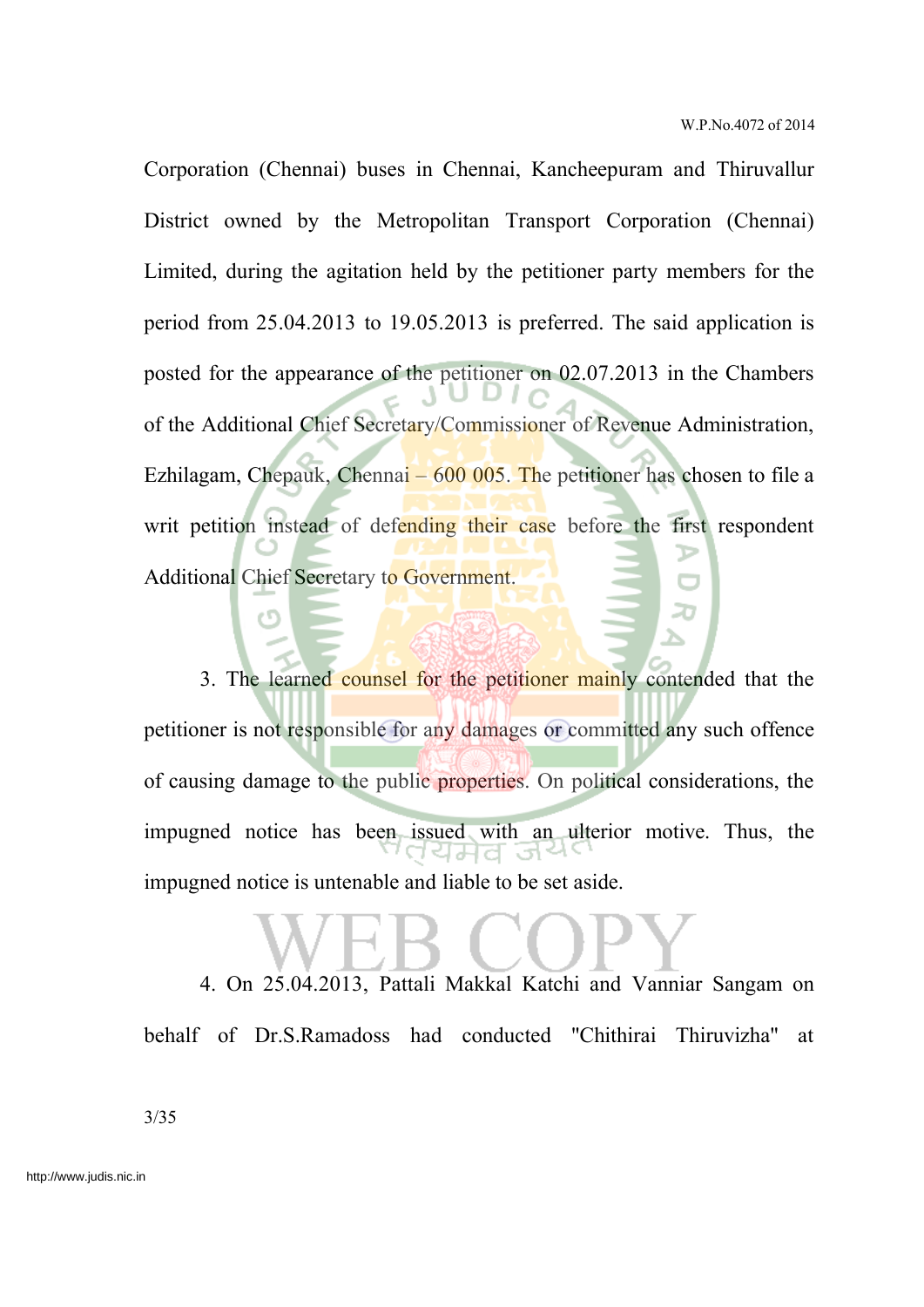Corporation (Chennai) buses in Chennai, Kancheepuram and Thiruvallur District owned by the Metropolitan Transport Corporation (Chennai) Limited, during the agitation held by the petitioner party members for the period from 25.04.2013 to 19.05.2013 is preferred. The said application is posted for the appearance of the petitioner on 02.07.2013 in the Chambers of the Additional Chief Secretary/Commissioner of Revenue Administration, Ezhilagam, Chepauk, Chennai – 600 005. The petitioner has chosen to file a writ petition instead of defending their case before the first respondent Additional Chief Secretary to Government.

3. The learned counsel for the petitioner mainly contended that the petitioner is not responsible for any damages or committed any such offence of causing damage to the public properties. On political considerations, the impugned notice has been issued with an ulterior motive. Thus, the impugned notice is untenable and liable to be set aside.

4. On 25.04.2013, Pattali Makkal Katchi and Vanniar Sangam on behalf of Dr.S.Ramadoss had conducted "Chithirai Thiruvizha" at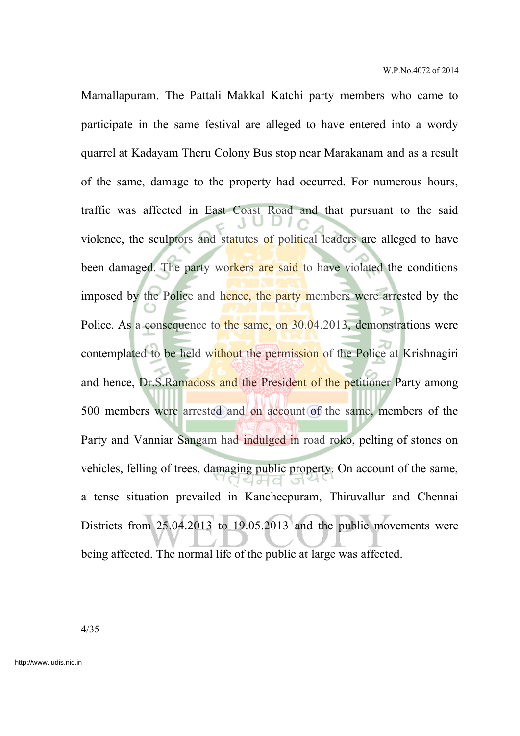Mamallapuram. The Pattali Makkal Katchi party members who came to participate in the same festival are alleged to have entered into a wordy quarrel at Kadayam Theru Colony Bus stop near Marakanam and as a result of the same, damage to the property had occurred. For numerous hours, traffic was affected in East Coast Road and that pursuant to the said violence, the sculptors and statutes of political leaders are alleged to have been damaged. The party workers are said to have violated the conditions imposed by the Police and hence, the party members were arrested by the Police. As a consequence to the same, on 30.04.2013, demonstrations were contemplated to be held without the permission of the Police at Krishnagiri and hence, Dr.S.Ramadoss and the President of the petitioner Party among 500 members were arrested and on account of the same, members of the Party and Vanniar Sangam had indulged in road roko, pelting of stones on vehicles, felling of trees, damaging public property. On account of the same, a tense situation prevailed in Kancheepuram, Thiruvallur and Chennai Districts from 25.04.2013 to 19.05.2013 and the public movements were being affected. The normal life of the public at large was affected.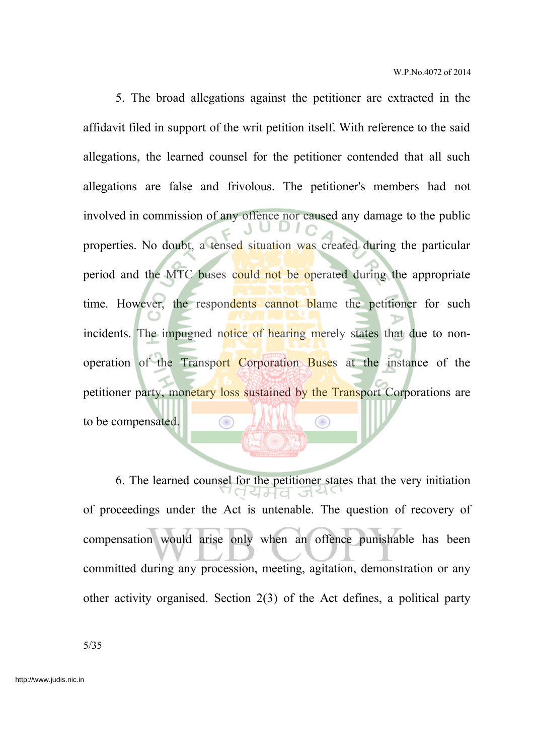5. The broad allegations against the petitioner are extracted in the affidavit filed in support of the writ petition itself. With reference to the said allegations, the learned counsel for the petitioner contended that all such allegations are false and frivolous. The petitioner's members had not involved in commission of any offence nor caused any damage to the public properties. No doubt, a tensed situation was created during the particular period and the MTC buses could not be operated during the appropriate time. However, the respondents cannot blame the petitioner for such incidents. The impugned notice of hearing merely states that due to non-operation of the Transport Corporation Buses at the instance of the petitioner party, monetary loss sustained by the Transport Corporations are to be compensated.

6. The learned counsel for the petitioner states that the very initiation of proceedings under the Act is untenable. The question of recovery of compensation would arise only when an offence punishable has been committed during any procession, meeting, agitation, demonstration or any other activity organised. Section 2(3) of the Act defines, a political party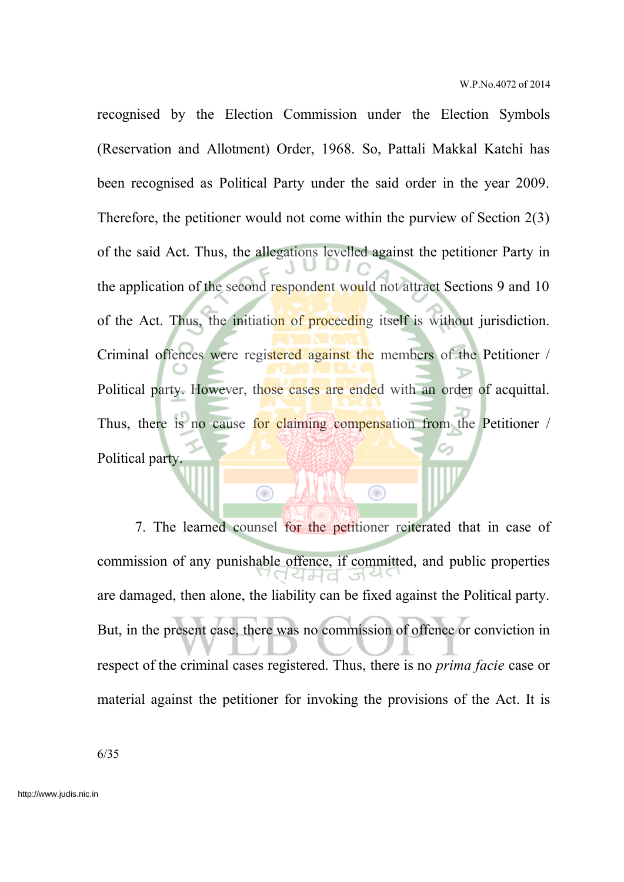recognised by the Election Commission under the Election Symbols (Reservation and Allotment) Order, 1968. So, Pattali Makkal Katchi has been recognised as Political Party under the said order in the year 2009. Therefore, the petitioner would not come within the purview of Section 2(3) of the said Act. Thus, the allegations levelled against the petitioner Party in the application of the second respondent would not attract Sections 9 and 10 of the Act. Thus, the initiation of proceeding itself is without jurisdiction. Criminal offences were registered against the members of the Petitioner / Political party. However, those cases are ended with an order of acquittal. Thus, there is no cause for claiming compensation from the Petitioner / Political party.

7. The learned counsel for the petitioner reiterated that in case of commission of any punishable offence, if committed, and public properties are damaged, then alone, the liability can be fixed against the Political party. But, in the present case, there was no commission of offence or conviction in respect of the criminal cases registered. Thus, there is no *prima facie* case or material against the petitioner for invoking the provisions of the Act. It is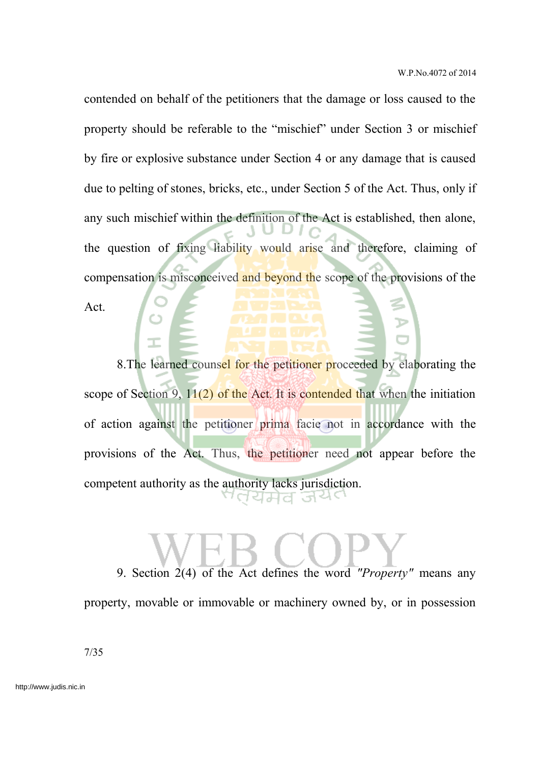contended on behalf of the petitioners that the damage or loss caused to the property should be referable to the "mischief" under Section 3 or mischief by fire or explosive substance under Section 4 or any damage that is caused due to pelting of stones, bricks, etc., under Section 5 of the Act. Thus, only if any such mischief within the definition of the Act is established, then alone, the question of fixing liability would arise and therefore, claiming of compensation is misconceived and beyond the scope of the provisions of the Act.

8.The learned counsel for the petitioner proceeded by elaborating the scope of Section 9, 11(2) of the Act. It is contended that when the initiation of action against the petitioner prima facie not in accordance with the provisions of the Act. Thus, the petitioner need not appear before the competent authority as the authority lacks jurisdiction.

9. Section 2(4) of the Act defines the word *"Property"* means any property, movable or immovable or machinery owned by, or in possession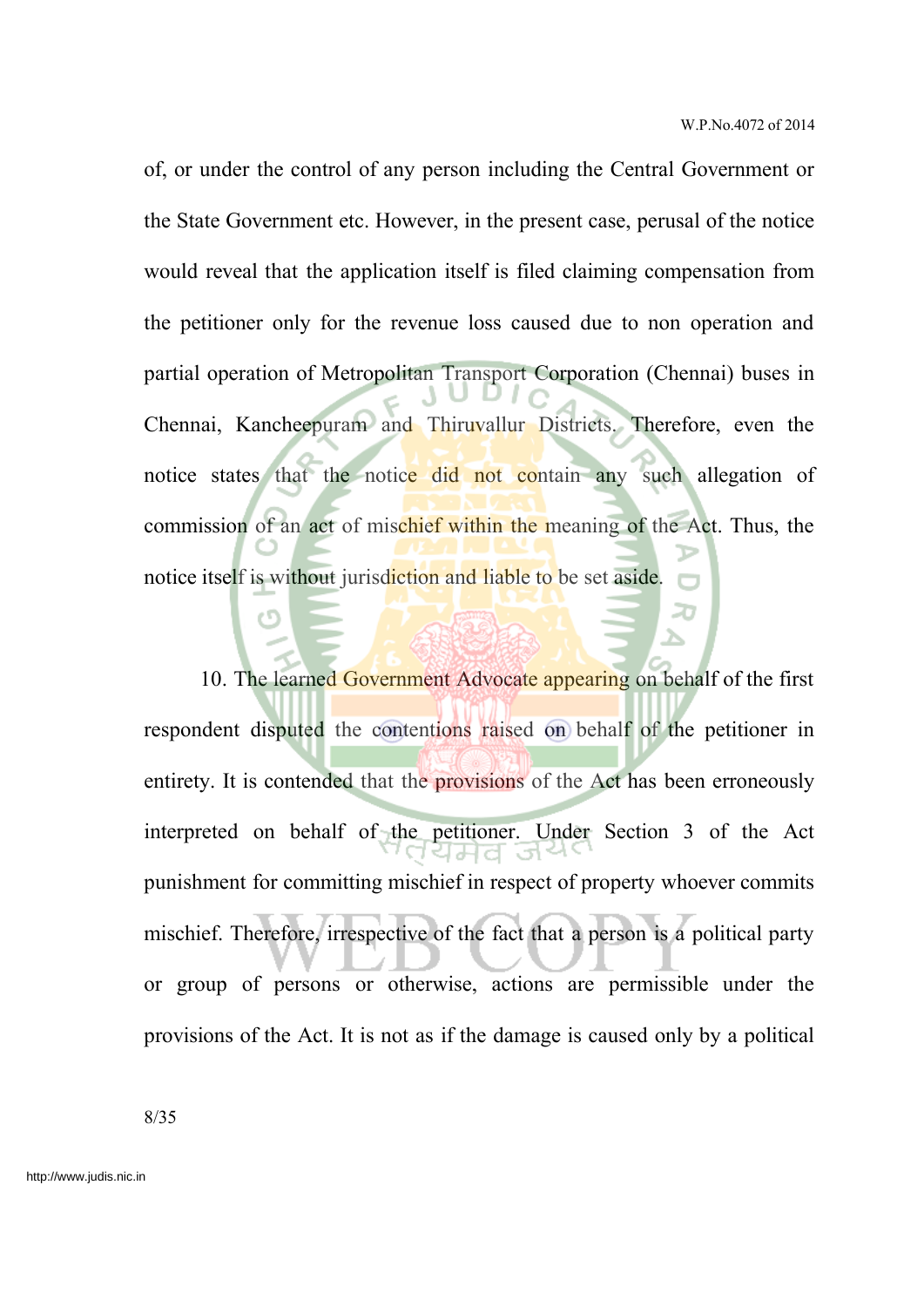of, or under the control of any person including the Central Government or the State Government etc. However, in the present case, perusal of the notice would reveal that the application itself is filed claiming compensation from the petitioner only for the revenue loss caused due to non operation and partial operation of Metropolitan Transport Corporation (Chennai) buses in Chennai, Kancheepuram and Thiruvallur Districts. Therefore, even the notice states that the notice did not contain any such allegation of commission of an act of mischief within the meaning of the Act. Thus, the notice itself is without jurisdiction and liable to be set aside.

10. The learned Government Advocate appearing on behalf of the first respondent disputed the contentions raised on behalf of the petitioner in entirety. It is contended that the provisions of the Act has been erroneously interpreted on behalf of the petitioner. Under Section 3 of the Act punishment for committing mischief in respect of property whoever commits mischief. Therefore, irrespective of the fact that a person is a political party or group of persons or otherwise, actions are permissible under the provisions of the Act. It is not as if the damage is caused only by a political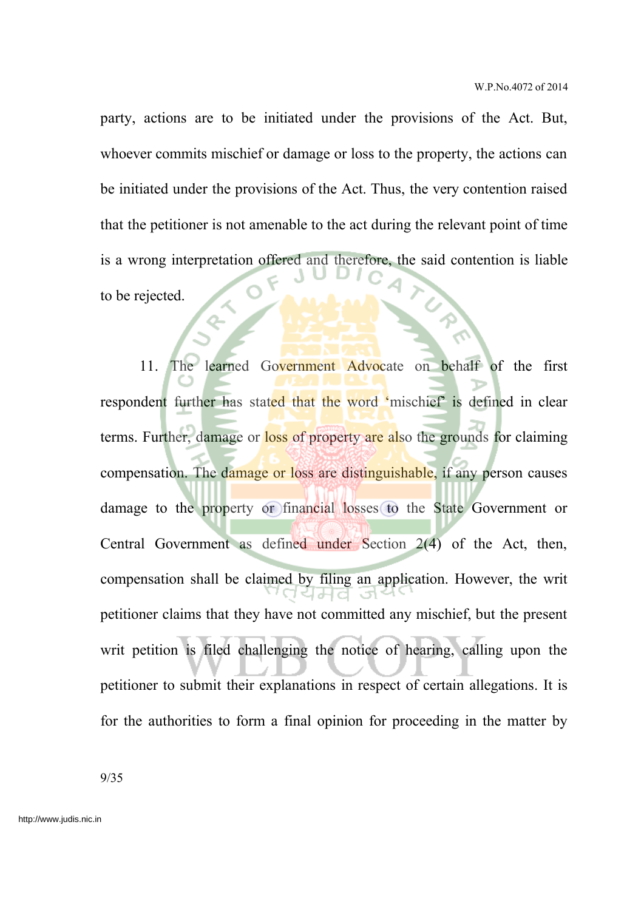party, actions are to be initiated under the provisions of the Act. But, whoever commits mischief or damage or loss to the property, the actions can be initiated under the provisions of the Act. Thus, the very contention raised that the petitioner is not amenable to the act during the relevant point of time is a wrong interpretation offered and therefore, the said contention is liable to be rejected.

11. The learned Government Advocate on behalf of the first respondent further has stated that the word 'mischief' is defined in clear terms. Further, damage or loss of property are also the grounds for claiming compensation. The damage or loss are distinguishable, if any person causes damage to the property or financial losses to the State Government or Central Government as defined under Section 2(4) of the Act, then, compensation shall be claimed by filing an application. However, the writ petitioner claims that they have not committed any mischief, but the present writ petition is filed challenging the notice of hearing, calling upon the petitioner to submit their explanations in respect of certain allegations. It is for the authorities to form a final opinion for proceeding in the matter by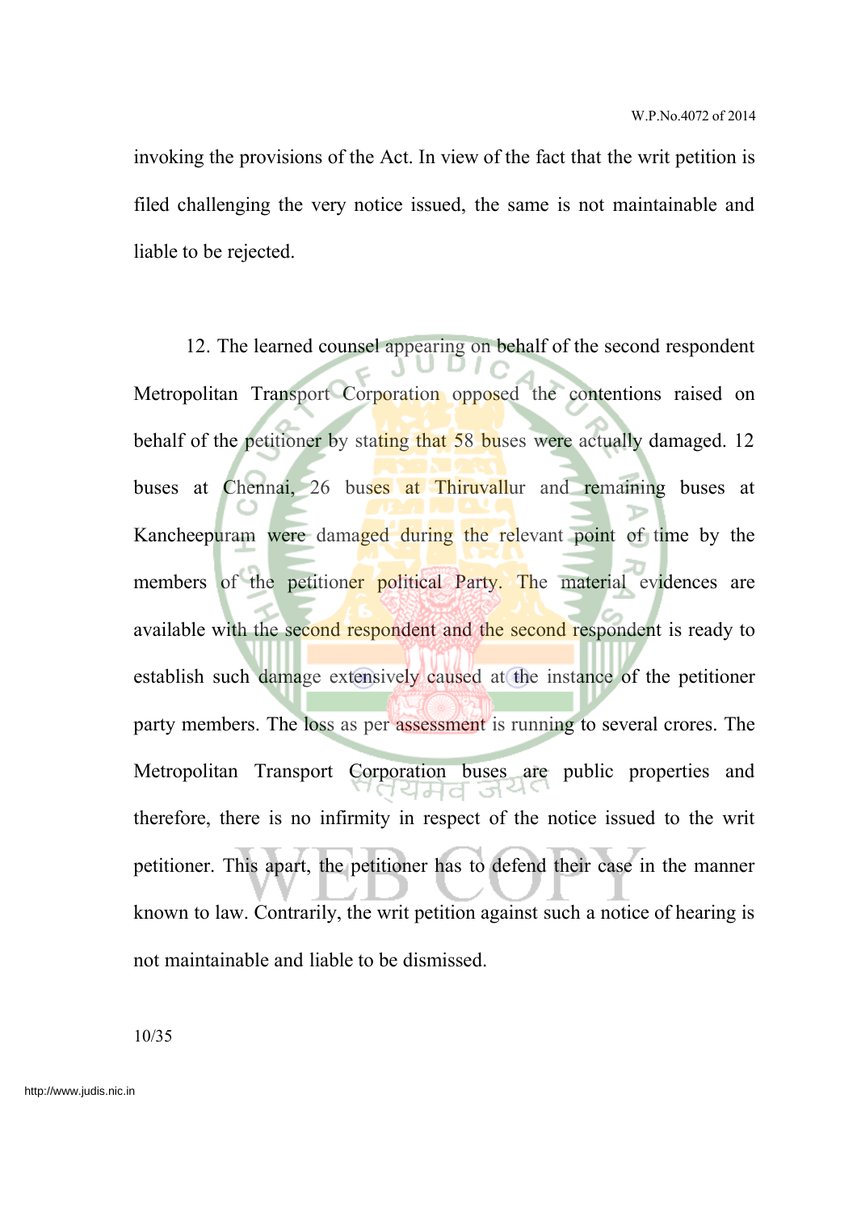invoking the provisions of the Act. In view of the fact that the writ petition is filed challenging the very notice issued, the same is not maintainable and liable to be rejected.

12. The learned counsel appearing on behalf of the second respondent Metropolitan Transport Corporation opposed the contentions raised on behalf of the petitioner by stating that 58 buses were actually damaged. 12 buses at Chennai, 26 buses at Thiruvallur and remaining buses at Kancheepuram were damaged during the relevant point of time by the members of the petitioner political Party. The material evidences are available with the second respondent and the second respondent is ready to establish such damage extensively caused at the instance of the petitioner party members. The loss as per assessment is running to several crores. The Metropolitan Transport Corporation buses are public properties and therefore, there is no infirmity in respect of the notice issued to the writ petitioner. This apart, the petitioner has to defend their case in the manner known to law. Contrarily, the writ petition against such a notice of hearing is not maintainable and liable to be dismissed.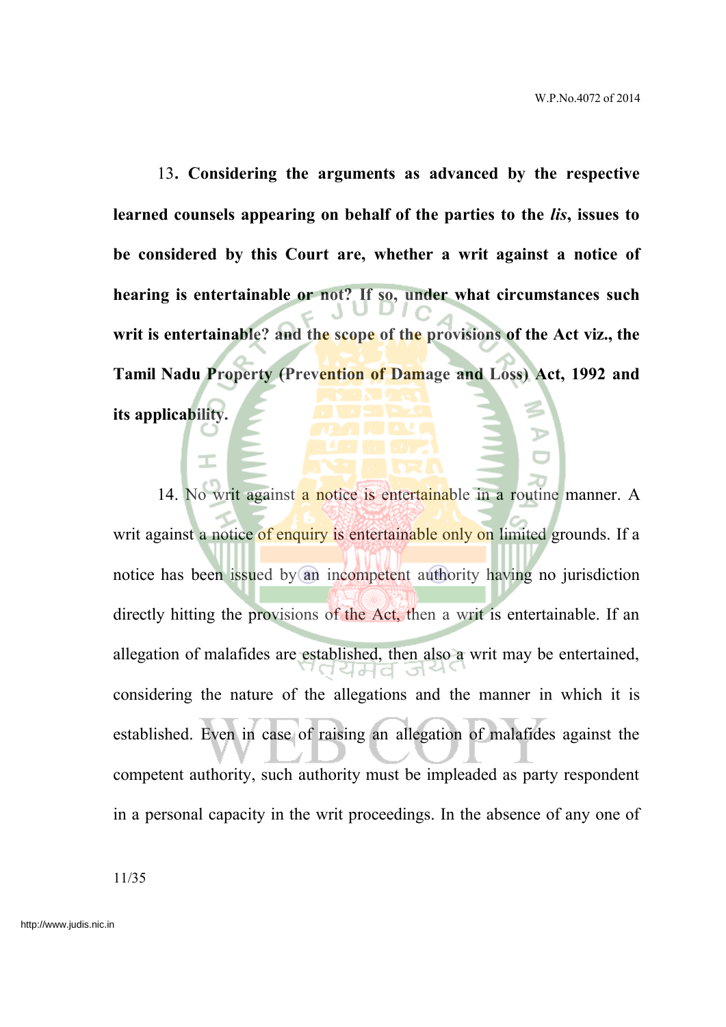13. **Considering the arguments as advanced by the respective learned counsels appearing on behalf of the parties to the *lis*, issues to be considered by this Court are, whether a writ against a notice of hearing is entertainable or not? If so, under what circumstances such writ is entertainable? and the scope of the provisions of the Act viz., the Tamil Nadu Property (Prevention of Damage and Loss) Act, 1992 and its applicability.**

14. No writ against a notice is entertainable in a routine manner. A writ against a notice of enquiry is entertainable only on limited grounds. If a notice has been issued by an incompetent authority having no jurisdiction directly hitting the provisions of the Act, then a writ is entertainable. If an allegation of malafides are established, then also a writ may be entertained, considering the nature of the allegations and the manner in which it is established. Even in case of raising an allegation of malafides against the competent authority, such authority must be impleaded as party respondent in a personal capacity in the writ proceedings. In the absence of any one of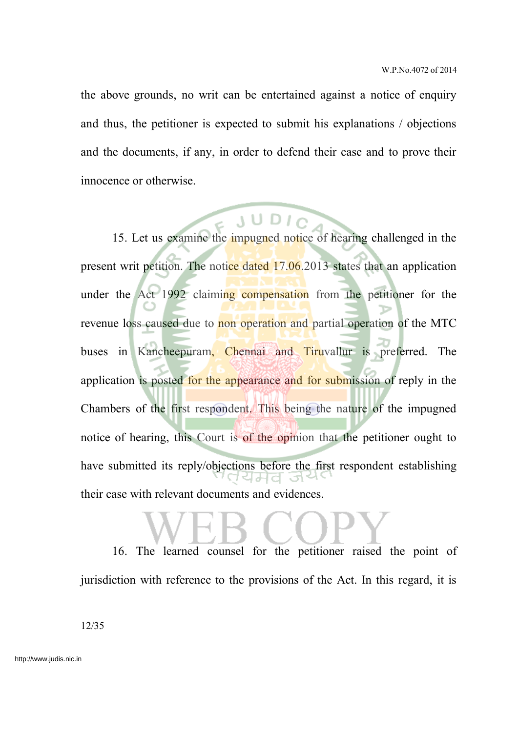the above grounds, no writ can be entertained against a notice of enquiry and thus, the petitioner is expected to submit his explanations / objections and the documents, if any, in order to defend their case and to prove their innocence or otherwise.

15. Let us examine the impugned notice of hearing challenged in the present writ petition. The notice dated 17.06.2013 states that an application under the Act 1992 claiming compensation from the petitioner for the revenue loss caused due to non operation and partial operation of the MTC buses in Kancheepuram, Chennai and Tiruvallur is preferred. The application is posted for the appearance and for submission of reply in the Chambers of the first respondent. This being the nature of the impugned notice of hearing, this Court is of the opinion that the petitioner ought to have submitted its reply/objections before the first respondent establishing their case with relevant documents and evidences.

16. The learned counsel for the petitioner raised the point of jurisdiction with reference to the provisions of the Act. In this regard, it is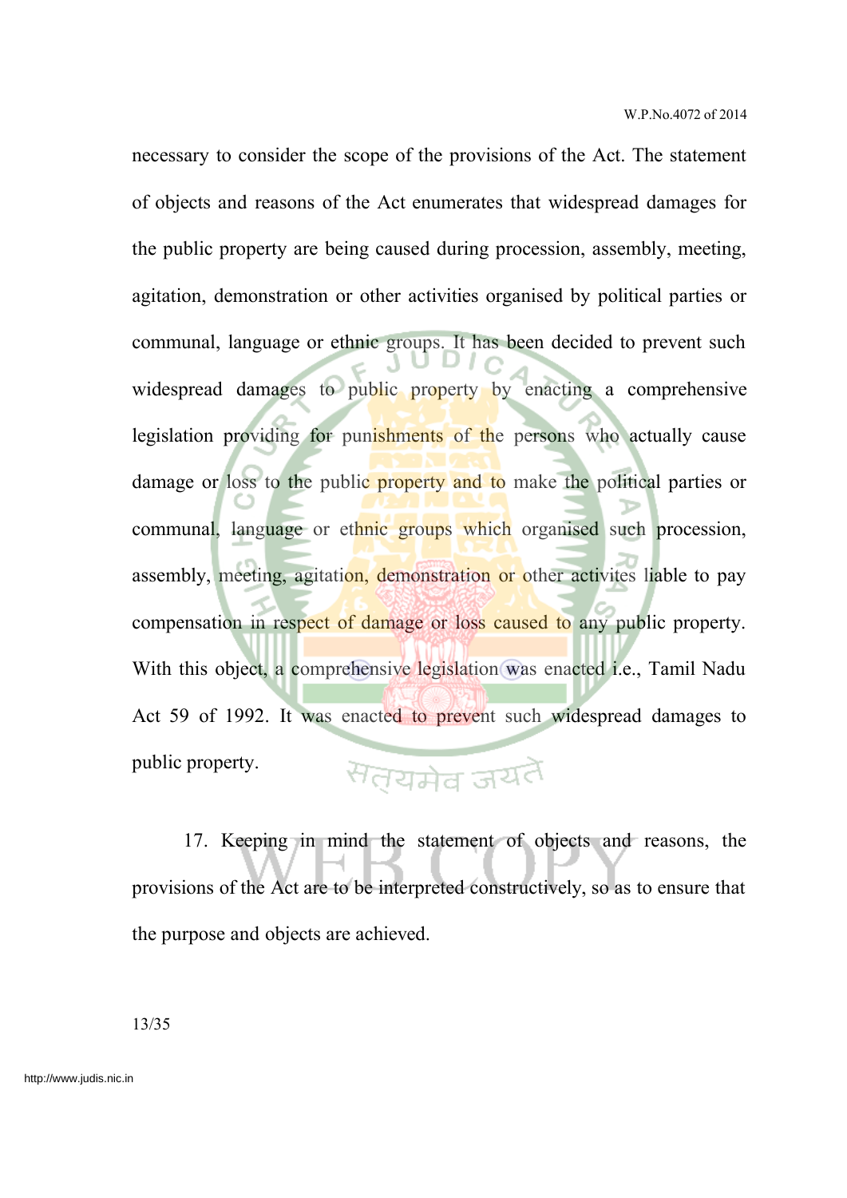necessary to consider the scope of the provisions of the Act. The statement of objects and reasons of the Act enumerates that widespread damages for the public property are being caused during procession, assembly, meeting, agitation, demonstration or other activities organised by political parties or communal, language or ethnic groups. It has been decided to prevent such widespread damages to public property by enacting a comprehensive legislation providing for punishments of the persons who actually cause damage or loss to the public property and to make the political parties or communal, language or ethnic groups which organised such procession, assembly, meeting, agitation, demonstration or other activites liable to pay compensation in respect of damage or loss caused to any public property. With this object, a comprehensive legislation was enacted i.e., Tamil Nadu Act 59 of 1992. It was enacted to prevent such widespread damages to public property.

17. Keeping in mind the statement of objects and reasons, the provisions of the Act are to be interpreted constructively, so as to ensure that the purpose and objects are achieved.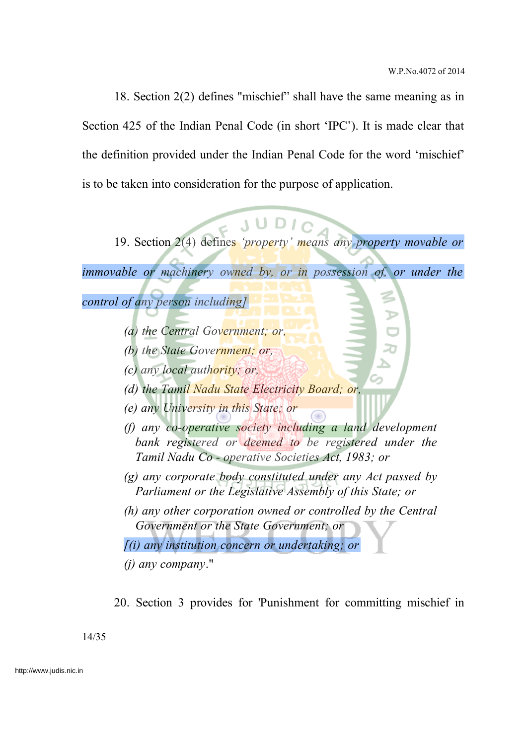18. Section 2(2) defines "mischief" shall have the same meaning as in Section 425 of the Indian Penal Code (in short 'IPC'). It is made clear that the definition provided under the Indian Penal Code for the word 'mischief' is to be taken into consideration for the purpose of application.

19. Section 2(4) defines *'property' means any property movable or immovable or machinery owned by, or in possession of, or under the control of any person including]*

> *(a) the Central Government; or,*
>
> *(b) the State Government; or,*
>
> *(c) any local authority; or,*
>
> *(d) the Tamil Nadu State Electricity Board; or,*
>
> *(e) any University in this State; or*
>
> *(f) any co-operative society including a land development bank registered or deemed to be registered under the Tamil Nadu Co - operative Societies Act, 1983; or*
>
> *(g) any corporate body constituted under any Act passed by Parliament or the Legislative Assembly of this State; or*
>
> *(h) any other corporation owned or controlled by the Central Government or the State Government; or*
>
> *[(i) any institution concern or undertaking; or*
>
> *(j) any company*."

20. Section 3 provides for 'Punishment for committing mischief in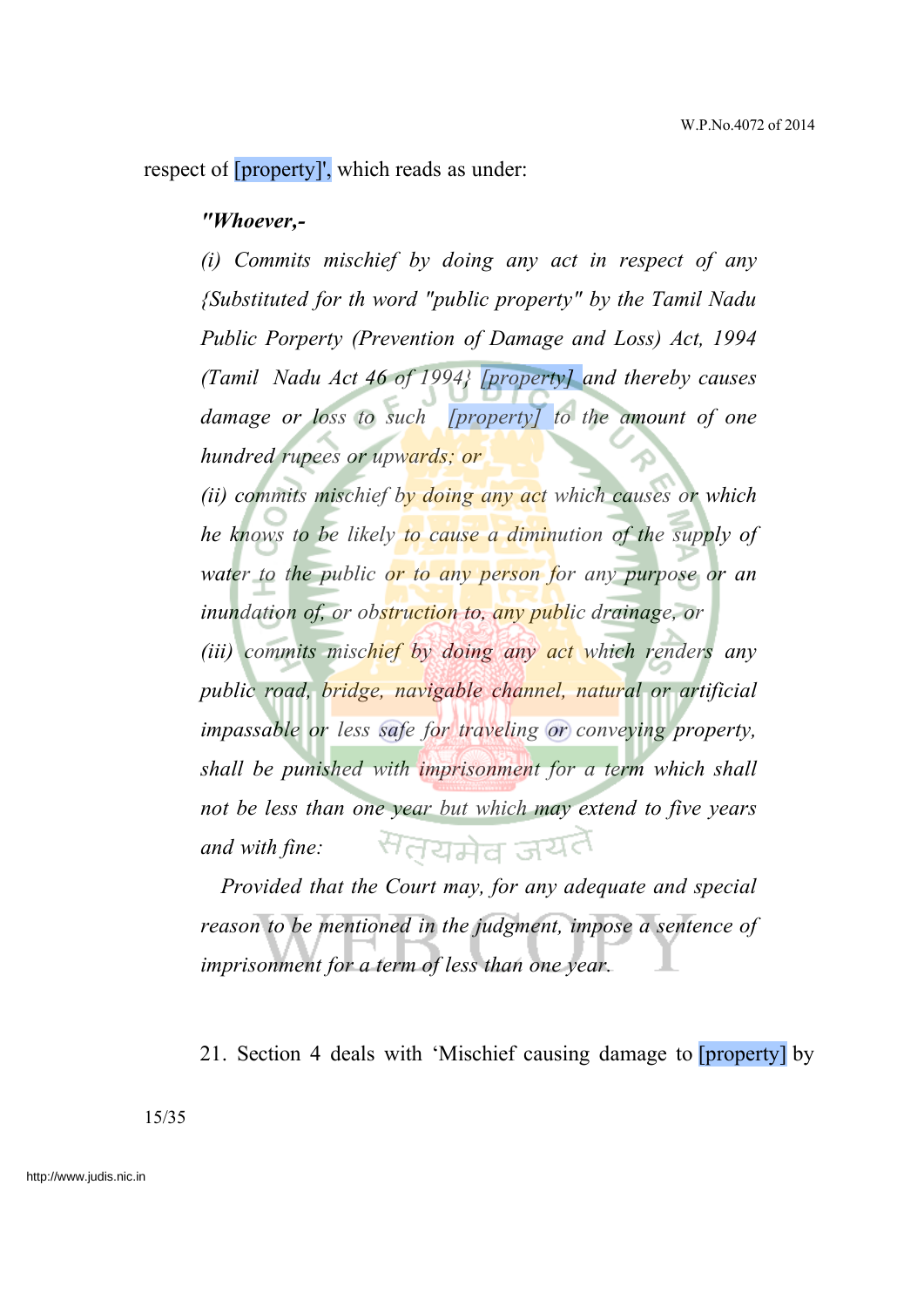respect of [property]', which reads as under:

> ***"Whoever,-***
>
> *(i) Commits mischief by doing any act in respect of any {Substituted for th word "public property" by the Tamil Nadu Public Porperty (Prevention of Damage and Loss) Act, 1994 (Tamil Nadu Act 46 of 1994} [property] and thereby causes damage or loss to such [property] to the amount of one hundred rupees or upwards; or*
>
> *(ii) commits mischief by doing any act which causes or which he knows to be likely to cause a diminution of the supply of water to the public or to any person for any purpose or an inundation of, or obstruction to, any public drainage, or*
>
> *(iii) commits mischief by doing any act which renders any public road, bridge, navigable channel, natural or artificial impassable or less safe for traveling or conveying property, shall be punished with imprisonment for a term which shall not be less than one year but which may extend to five years and with fine:*
>
> *Provided that the Court may, for any adequate and special reason to be mentioned in the judgment, impose a sentence of imprisonment for a term of less than one year.*

21. Section 4 deals with 'Mischief causing damage to [property] by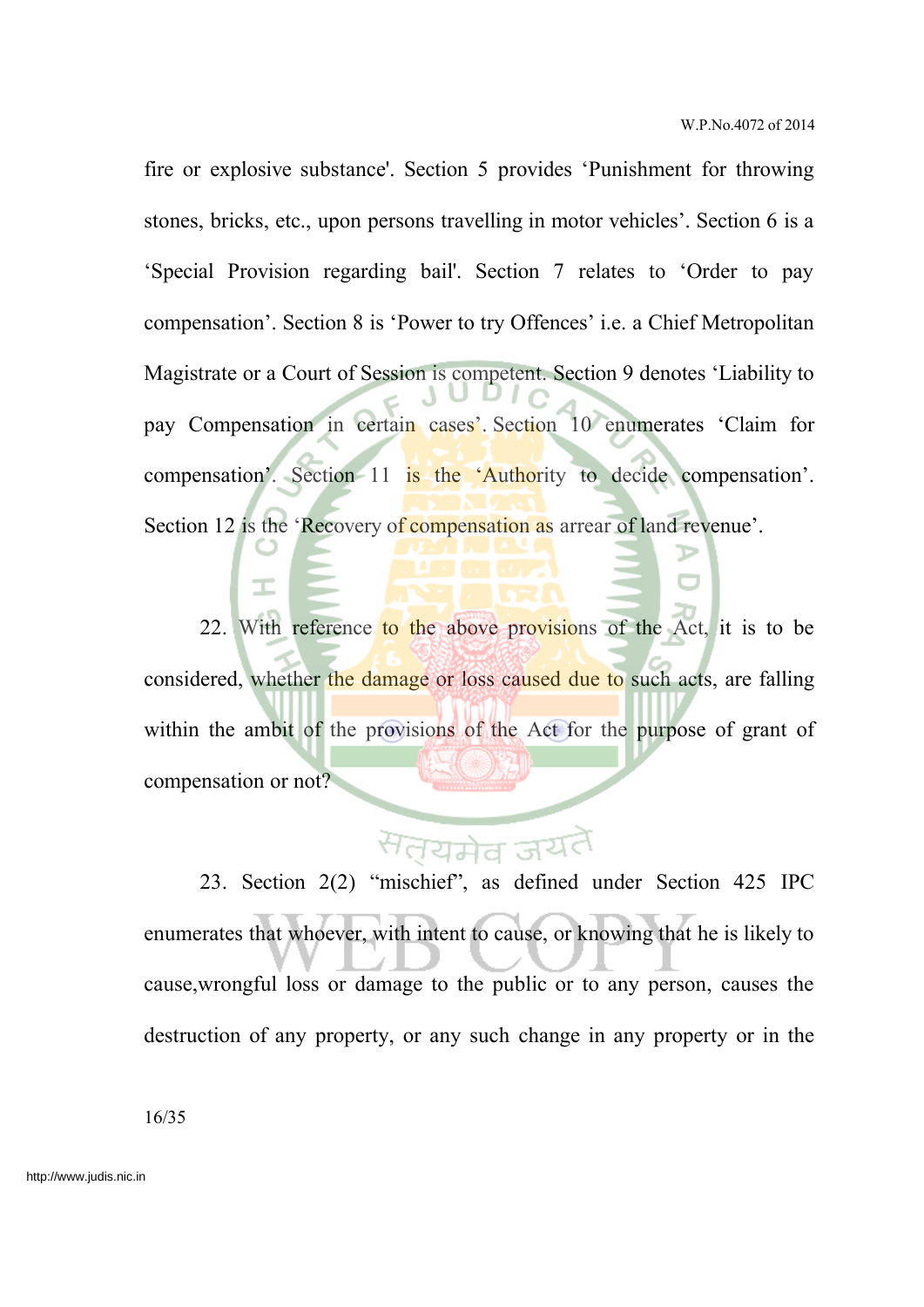fire or explosive substance'. Section 5 provides ‘Punishment for throwing stones, bricks, etc., upon persons travelling in motor vehicles’. Section 6 is a ‘Special Provision regarding bail'. Section 7 relates to ‘Order to pay compensation’. Section 8 is ‘Power to try Offences’ i.e. a Chief Metropolitan Magistrate or a Court of Session is competent. Section 9 denotes ‘Liability to pay Compensation in certain cases’. Section 10 enumerates ‘Claim for compensation’. Section 11 is the ‘Authority to decide compensation’. Section 12 is the ‘Recovery of compensation as arrear of land revenue’.

22. With reference to the above provisions of the Act, it is to be considered, whether the damage or loss caused due to such acts, are falling within the ambit of the provisions of the Act for the purpose of grant of compensation or not?

23. Section 2(2) “mischief”, as defined under Section 425 IPC enumerates that whoever, with intent to cause, or knowing that he is likely to cause,wrongful loss or damage to the public or to any person, causes the destruction of any property, or any such change in any property or in the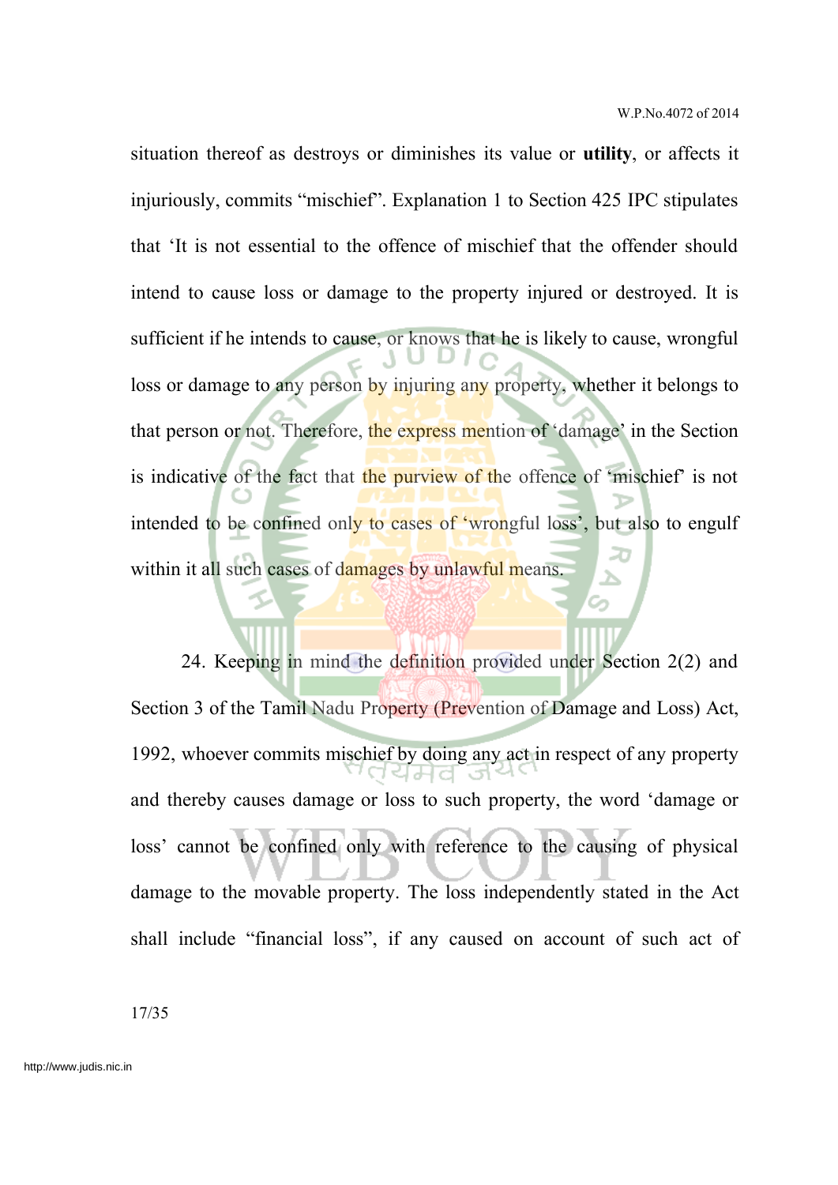situation thereof as destroys or diminishes its value or **utility**, or affects it injuriously, commits "mischief". Explanation 1 to Section 425 IPC stipulates that 'It is not essential to the offence of mischief that the offender should intend to cause loss or damage to the property injured or destroyed. It is sufficient if he intends to cause, or knows that he is likely to cause, wrongful loss or damage to any person by injuring any property, whether it belongs to that person or not. Therefore, the express mention of 'damage' in the Section is indicative of the fact that the purview of the offence of 'mischief' is not intended to be confined only to cases of 'wrongful loss', but also to engulf within it all such cases of damages by unlawful means.

24. Keeping in mind the definition provided under Section 2(2) and Section 3 of the Tamil Nadu Property (Prevention of Damage and Loss) Act, 1992, whoever commits mischief by doing any act in respect of any property and thereby causes damage or loss to such property, the word 'damage or loss' cannot be confined only with reference to the causing of physical damage to the movable property. The loss independently stated in the Act shall include "financial loss", if any caused on account of such act of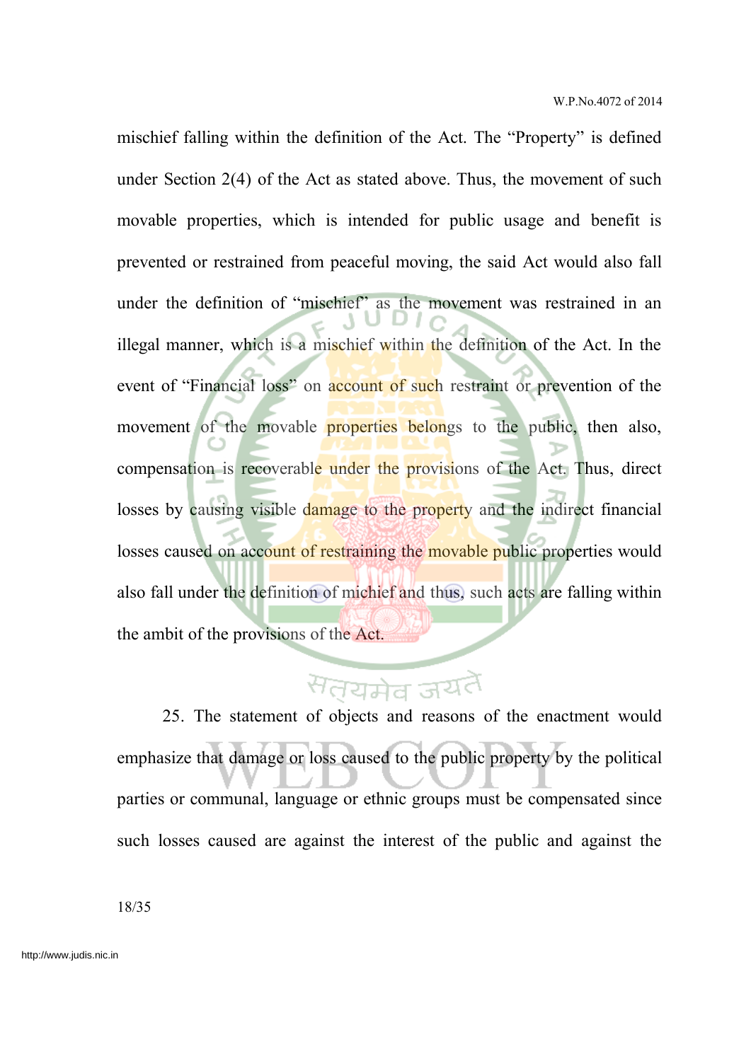mischief falling within the definition of the Act. The “Property” is defined under Section 2(4) of the Act as stated above. Thus, the movement of such movable properties, which is intended for public usage and benefit is prevented or restrained from peaceful moving, the said Act would also fall under the definition of “mischief” as the movement was restrained in an illegal manner, which is a mischief within the definition of the Act. In the event of “Financial loss” on account of such restraint or prevention of the movement of the movable properties belongs to the public, then also, compensation is recoverable under the provisions of the Act. Thus, direct losses by causing visible damage to the property and the indirect financial losses caused on account of restraining the movable public properties would also fall under the definition of michief and thus, such acts are falling within the ambit of the provisions of the Act.

25. The statement of objects and reasons of the enactment would emphasize that damage or loss caused to the public property by the political parties or communal, language or ethnic groups must be compensated since such losses caused are against the interest of the public and against the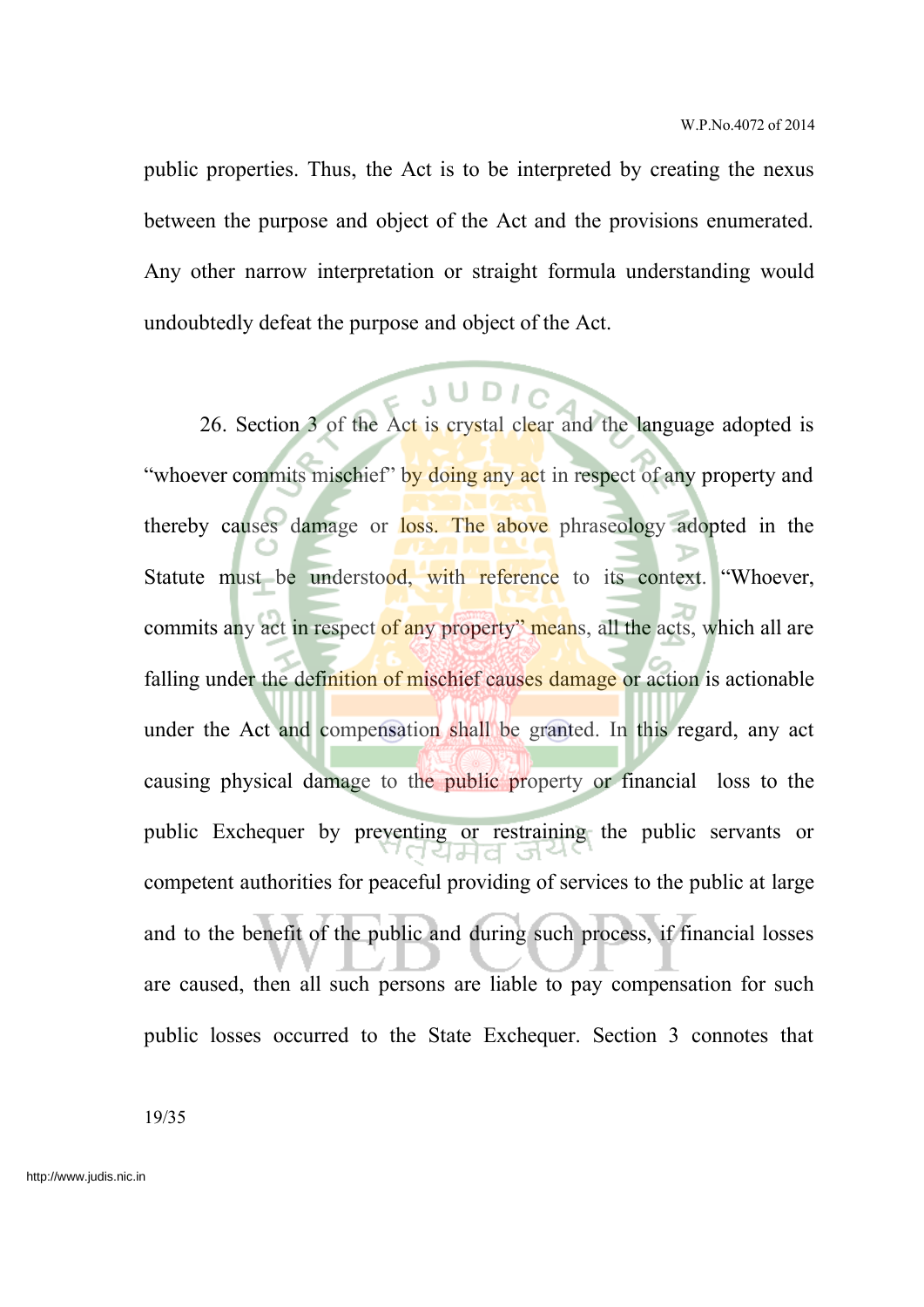public properties. Thus, the Act is to be interpreted by creating the nexus between the purpose and object of the Act and the provisions enumerated. Any other narrow interpretation or straight formula understanding would undoubtedly defeat the purpose and object of the Act.

26. Section 3 of the Act is crystal clear and the language adopted is "whoever commits mischief" by doing any act in respect of any property and thereby causes damage or loss. The above phraseology adopted in the Statute must be understood, with reference to its context. "Whoever, commits any act in respect of any property" means, all the acts, which all are falling under the definition of mischief causes damage or action is actionable under the Act and compensation shall be granted. In this regard, any act causing physical damage to the public property or financial loss to the public Exchequer by preventing or restraining the public servants or competent authorities for peaceful providing of services to the public at large and to the benefit of the public and during such process, if financial losses are caused, then all such persons are liable to pay compensation for such public losses occurred to the State Exchequer. Section 3 connotes that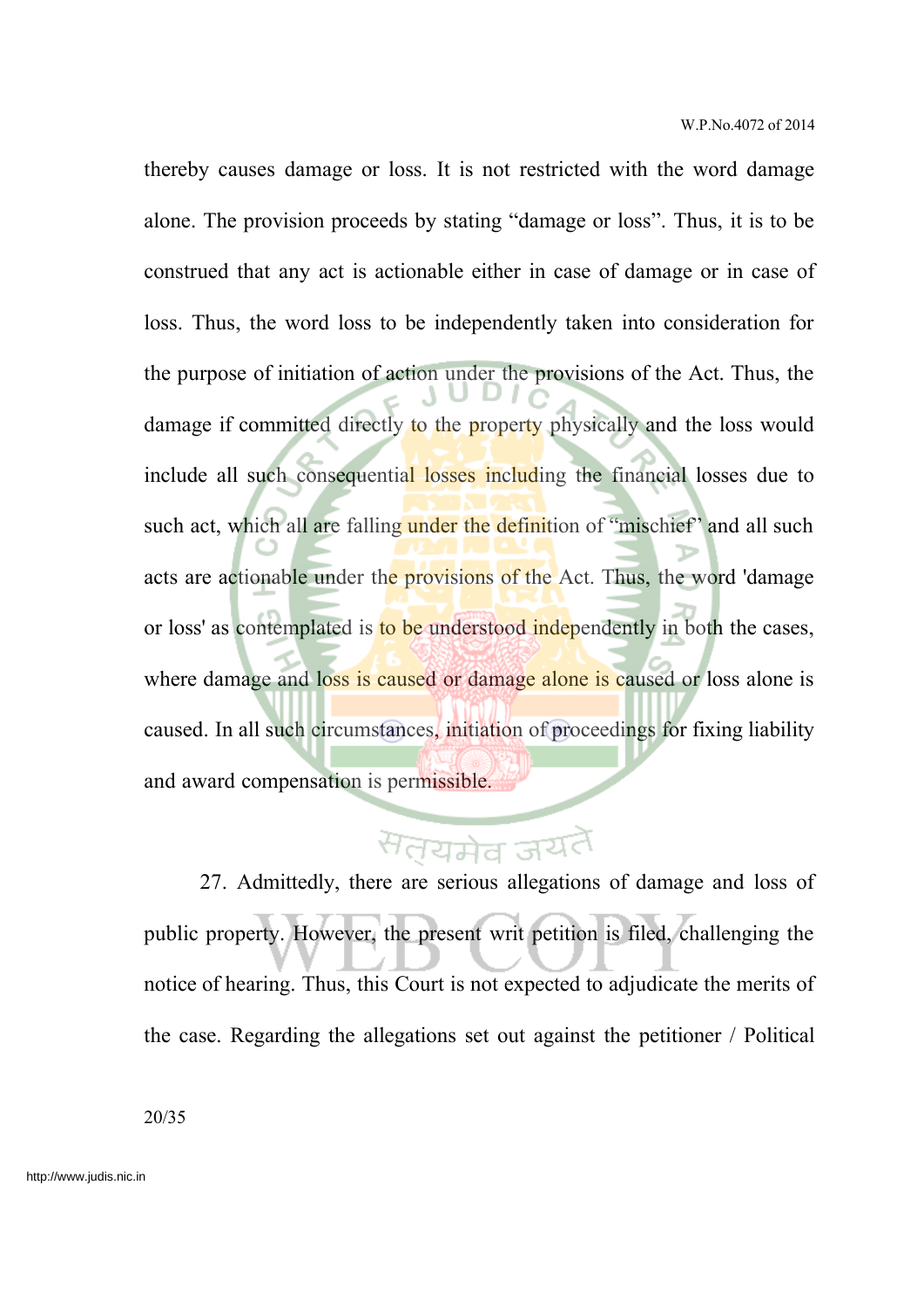thereby causes damage or loss. It is not restricted with the word damage alone. The provision proceeds by stating "damage or loss". Thus, it is to be construed that any act is actionable either in case of damage or in case of loss. Thus, the word loss to be independently taken into consideration for the purpose of initiation of action under the provisions of the Act. Thus, the damage if committed directly to the property physically and the loss would include all such consequential losses including the financial losses due to such act, which all are falling under the definition of "mischief" and all such acts are actionable under the provisions of the Act. Thus, the word 'damage or loss' as contemplated is to be understood independently in both the cases, where damage and loss is caused or damage alone is caused or loss alone is caused. In all such circumstances, initiation of proceedings for fixing liability and award compensation is permissible.

27. Admittedly, there are serious allegations of damage and loss of public property. However, the present writ petition is filed, challenging the notice of hearing. Thus, this Court is not expected to adjudicate the merits of the case. Regarding the allegations set out against the petitioner / Political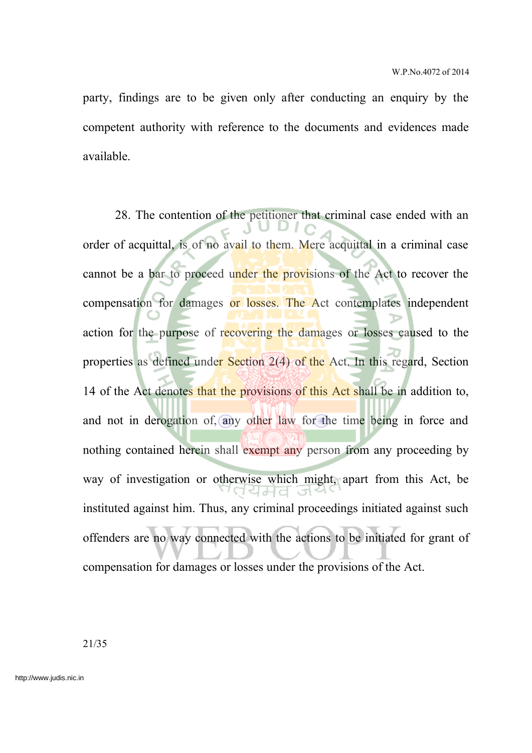party, findings are to be given only after conducting an enquiry by the competent authority with reference to the documents and evidences made available.

28. The contention of the petitioner that criminal case ended with an order of acquittal, is of no avail to them. Mere acquittal in a criminal case cannot be a bar to proceed under the provisions of the Act to recover the compensation for damages or losses. The Act contemplates independent action for the purpose of recovering the damages or losses caused to the properties as defined under Section 2(4) of the Act. In this regard, Section 14 of the Act denotes that the provisions of this Act shall be in addition to, and not in derogation of, any other law for the time being in force and nothing contained herein shall exempt any person from any proceeding by way of investigation or otherwise which might, apart from this Act, be instituted against him. Thus, any criminal proceedings initiated against such offenders are no way connected with the actions to be initiated for grant of compensation for damages or losses under the provisions of the Act.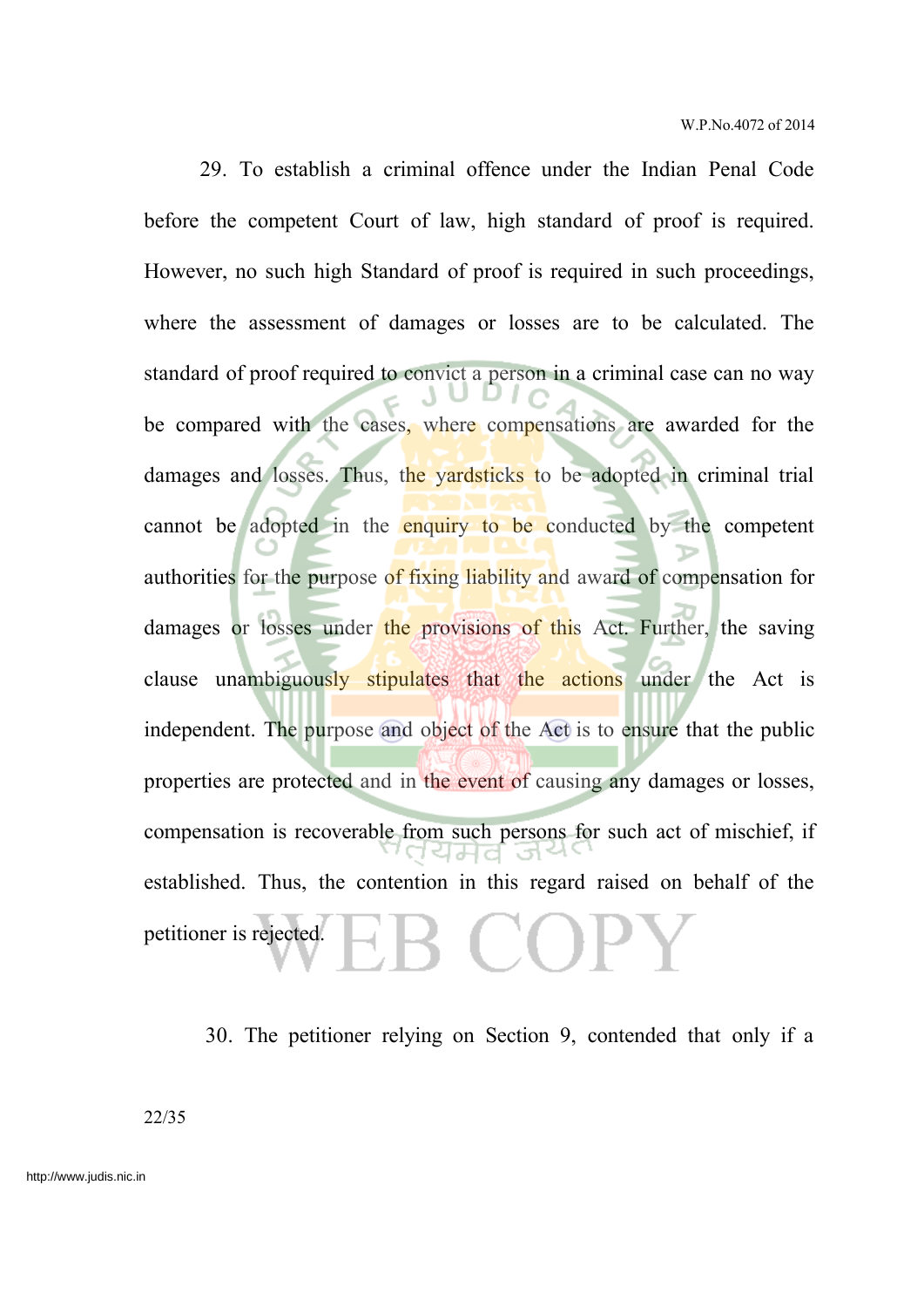29. To establish a criminal offence under the Indian Penal Code before the competent Court of law, high standard of proof is required. However, no such high Standard of proof is required in such proceedings, where the assessment of damages or losses are to be calculated. The standard of proof required to convict a person in a criminal case can no way be compared with the cases, where compensations are awarded for the damages and losses. Thus, the yardsticks to be adopted in criminal trial cannot be adopted in the enquiry to be conducted by the competent authorities for the purpose of fixing liability and award of compensation for damages or losses under the provisions of this Act. Further, the saving clause unambiguously stipulates that the actions under the Act is independent. The purpose and object of the Act is to ensure that the public properties are protected and in the event of causing any damages or losses, compensation is recoverable from such persons for such act of mischief, if established. Thus, the contention in this regard raised on behalf of the petitioner is rejected.

30. The petitioner relying on Section 9, contended that only if a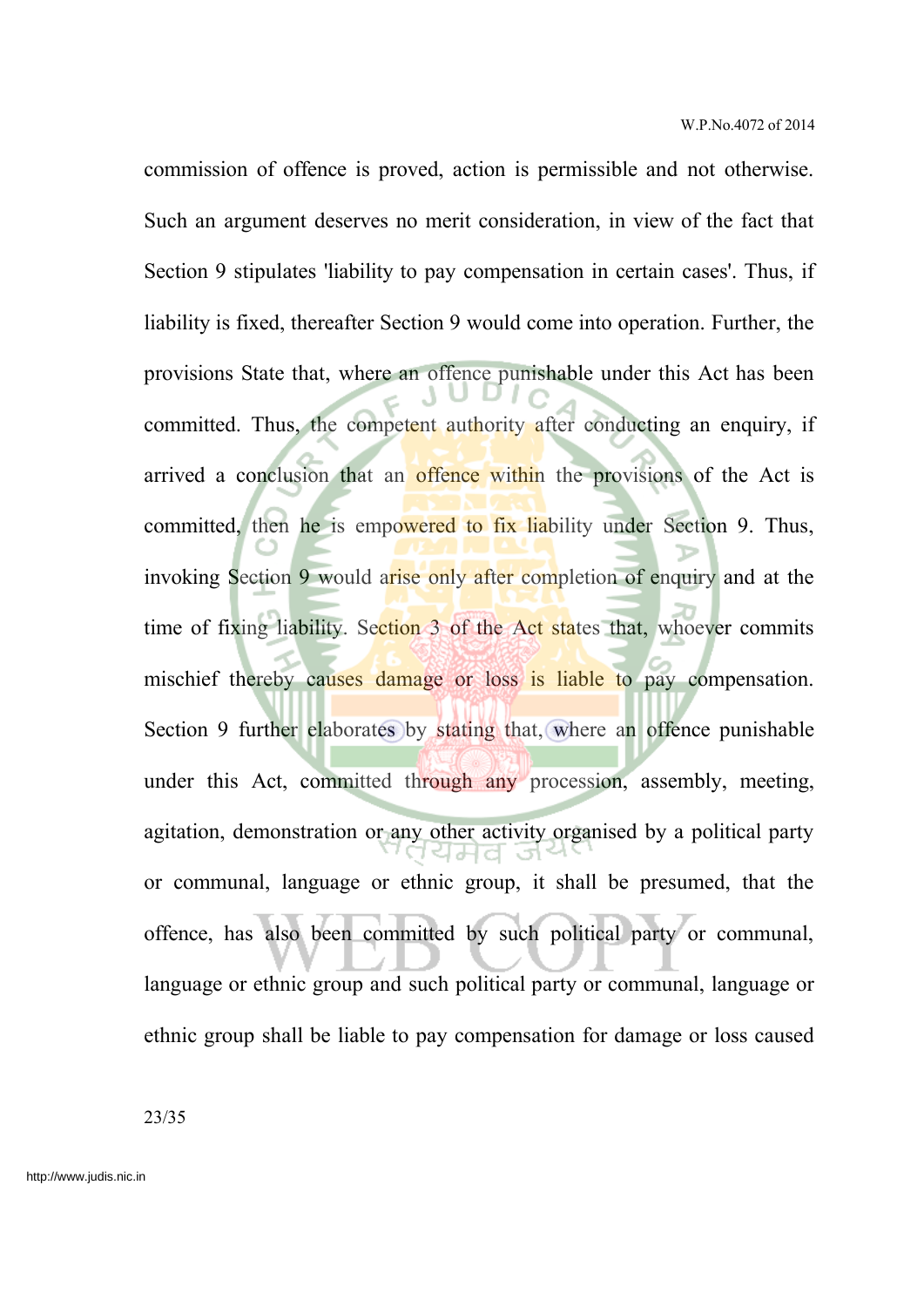commission of offence is proved, action is permissible and not otherwise. Such an argument deserves no merit consideration, in view of the fact that Section 9 stipulates 'liability to pay compensation in certain cases'. Thus, if liability is fixed, thereafter Section 9 would come into operation. Further, the provisions State that, where an offence punishable under this Act has been committed. Thus, the competent authority after conducting an enquiry, if arrived a conclusion that an offence within the provisions of the Act is committed, then he is empowered to fix liability under Section 9. Thus, invoking Section 9 would arise only after completion of enquiry and at the time of fixing liability. Section 3 of the Act states that, whoever commits mischief thereby causes damage or loss is liable to pay compensation. Section 9 further elaborates by stating that, where an offence punishable under this Act, committed through any procession, assembly, meeting, agitation, demonstration or any other activity organised by a political party or communal, language or ethnic group, it shall be presumed, that the offence, has also been committed by such political party or communal, language or ethnic group and such political party or communal, language or ethnic group shall be liable to pay compensation for damage or loss caused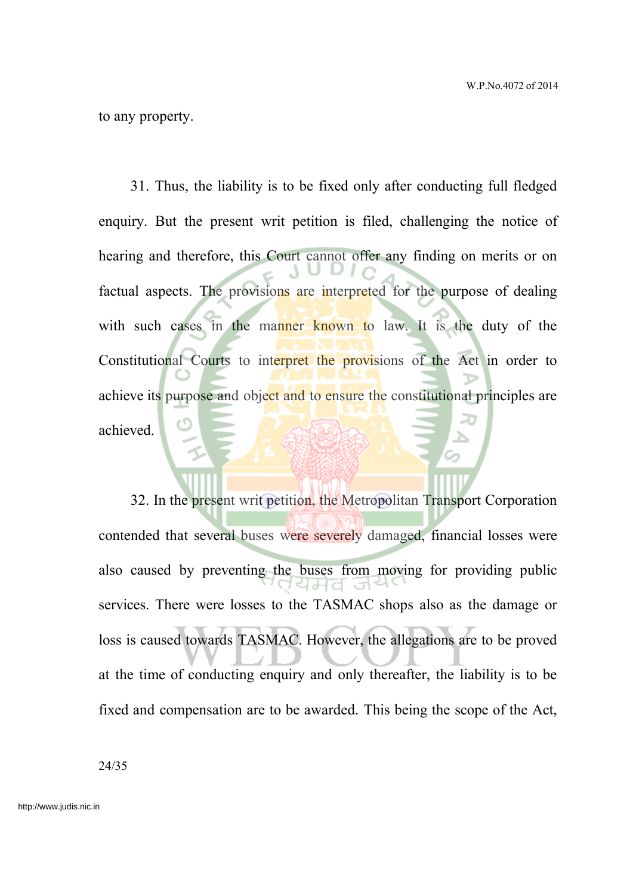to any property.

31. Thus, the liability is to be fixed only after conducting full fledged enquiry. But the present writ petition is filed, challenging the notice of hearing and therefore, this Court cannot offer any finding on merits or on factual aspects. The provisions are interpreted for the purpose of dealing with such cases in the manner known to law. It is the duty of the Constitutional Courts to interpret the provisions of the Act in order to achieve its purpose and object and to ensure the constitutional principles are achieved.

32. In the present writ petition, the Metropolitan Transport Corporation contended that several buses were severely damaged, financial losses were also caused by preventing the buses from moving for providing public services. There were losses to the TASMAC shops also as the damage or loss is caused towards TASMAC. However, the allegations are to be proved at the time of conducting enquiry and only thereafter, the liability is to be fixed and compensation are to be awarded. This being the scope of the Act,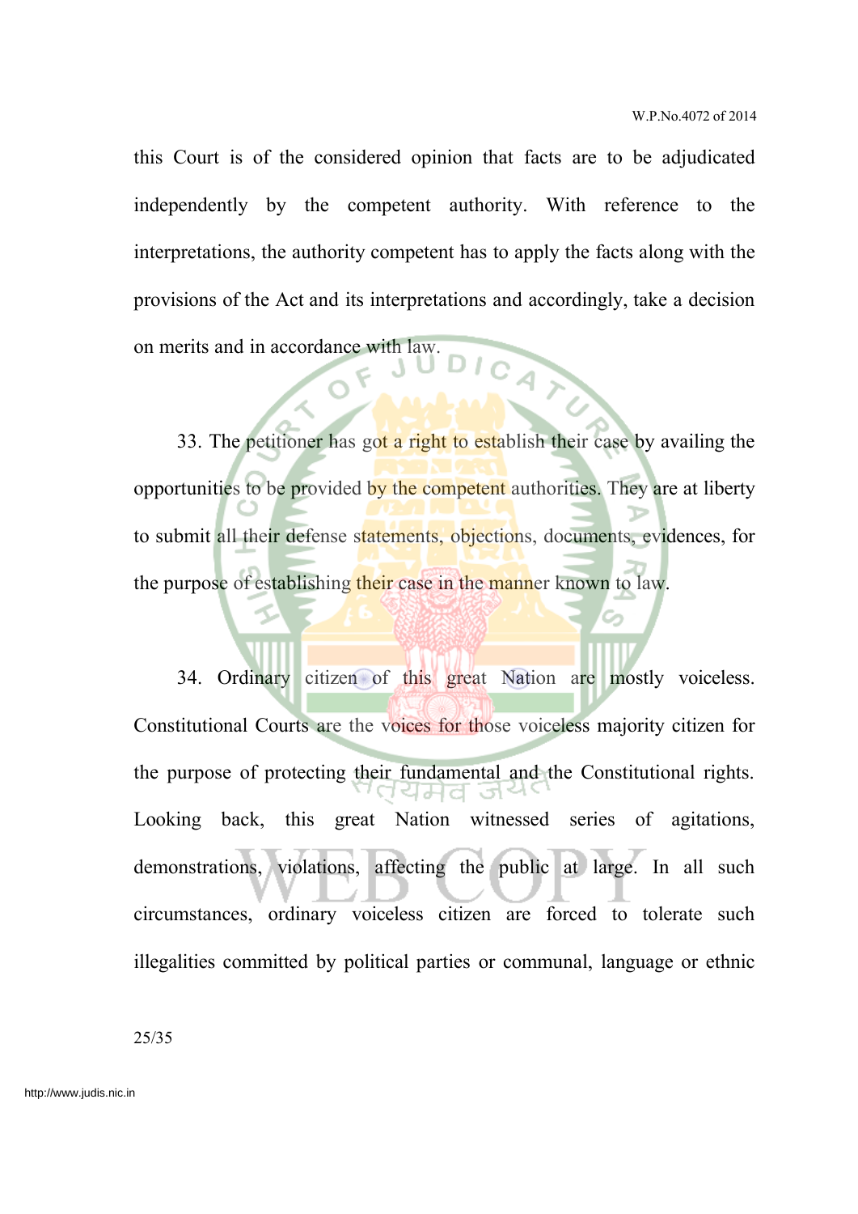this Court is of the considered opinion that facts are to be adjudicated independently by the competent authority. With reference to the interpretations, the authority competent has to apply the facts along with the provisions of the Act and its interpretations and accordingly, take a decision on merits and in accordance with law.

33. The petitioner has got a right to establish their case by availing the opportunities to be provided by the competent authorities. They are at liberty to submit all their defense statements, objections, documents, evidences, for the purpose of establishing their case in the manner known to law.

34. Ordinary citizen of this great Nation are mostly voiceless. Constitutional Courts are the voices for those voiceless majority citizen for the purpose of protecting their fundamental and the Constitutional rights. Looking back, this great Nation witnessed series of agitations, demonstrations, violations, affecting the public at large. In all such circumstances, ordinary voiceless citizen are forced to tolerate such illegalities committed by political parties or communal, language or ethnic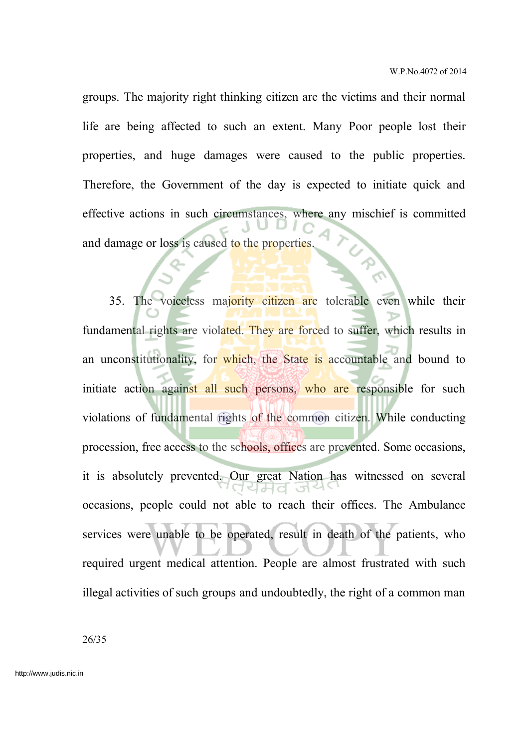groups. The majority right thinking citizen are the victims and their normal life are being affected to such an extent. Many Poor people lost their properties, and huge damages were caused to the public properties. Therefore, the Government of the day is expected to initiate quick and effective actions in such circumstances, where any mischief is committed and damage or loss is caused to the properties.

35. The voiceless majority citizen are tolerable even while their fundamental rights are violated. They are forced to suffer, which results in an unconstitutionality, for which, the State is accountable and bound to initiate action against all such persons, who are responsible for such violations of fundamental rights of the common citizen. While conducting procession, free access to the schools, offices are prevented. Some occasions, it is absolutely prevented. Our great Nation has witnessed on several occasions, people could not able to reach their offices. The Ambulance services were unable to be operated, result in death of the patients, who required urgent medical attention. People are almost frustrated with such illegal activities of such groups and undoubtedly, the right of a common man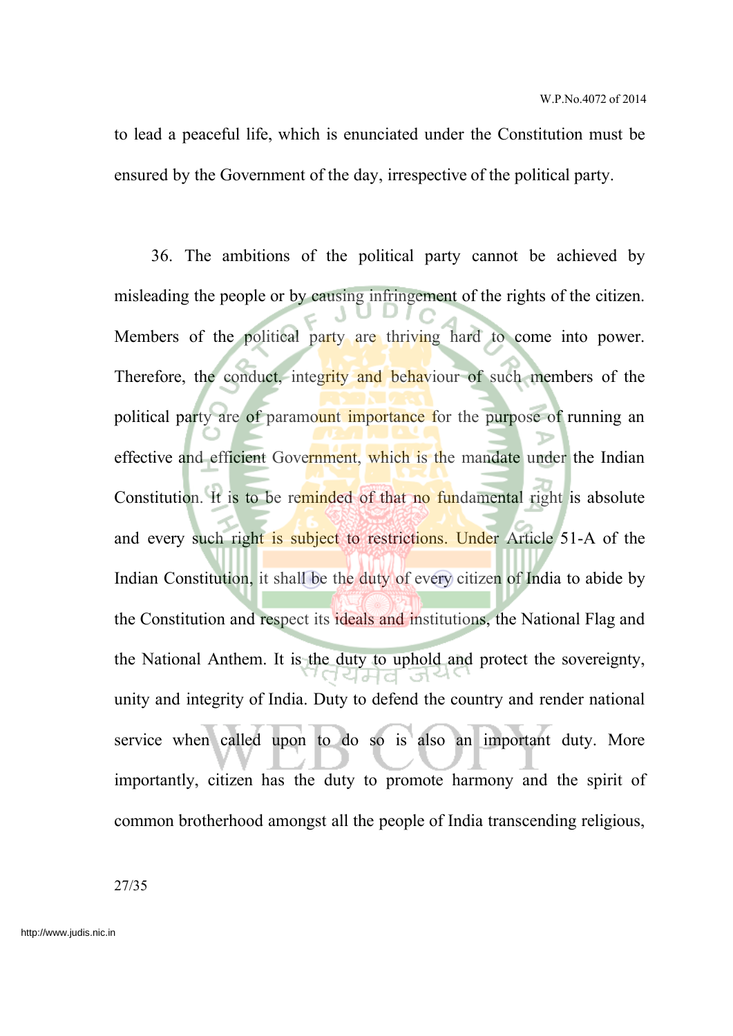to lead a peaceful life, which is enunciated under the Constitution must be ensured by the Government of the day, irrespective of the political party.

36. The ambitions of the political party cannot be achieved by misleading the people or by causing infringement of the rights of the citizen. Members of the political party are thriving hard to come into power. Therefore, the conduct, integrity and behaviour of such members of the political party are of paramount importance for the purpose of running an effective and efficient Government, which is the mandate under the Indian Constitution. It is to be reminded of that no fundamental right is absolute and every such right is subject to restrictions. Under Article 51-A of the Indian Constitution, it shall be the duty of every citizen of India to abide by the Constitution and respect its ideals and institutions, the National Flag and the National Anthem. It is the duty to uphold and protect the sovereignty, unity and integrity of India. Duty to defend the country and render national service when called upon to do so is also an important duty. More importantly, citizen has the duty to promote harmony and the spirit of common brotherhood amongst all the people of India transcending religious,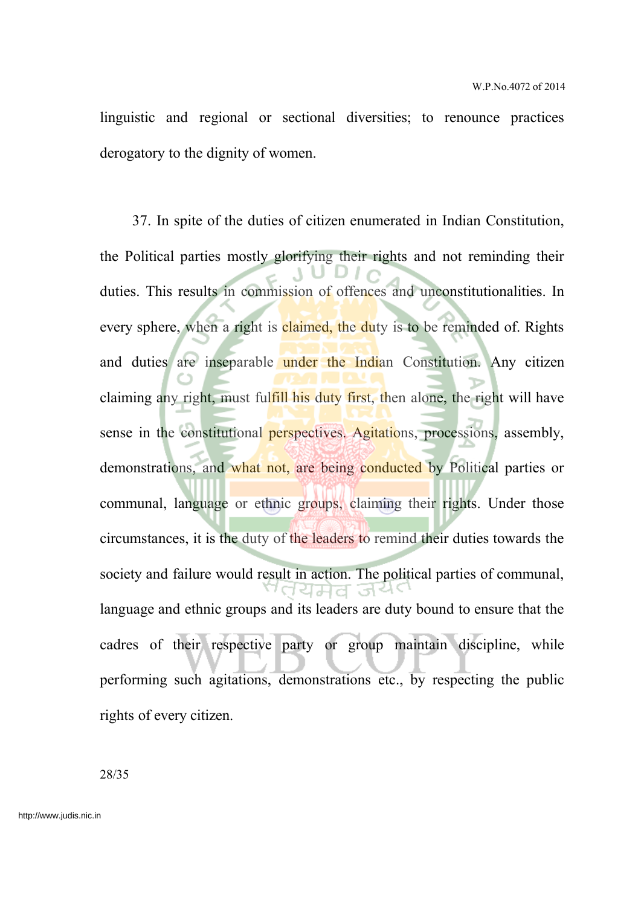linguistic and regional or sectional diversities; to renounce practices derogatory to the dignity of women.

37. In spite of the duties of citizen enumerated in Indian Constitution, the Political parties mostly glorifying their rights and not reminding their duties. This results in commission of offences and unconstitutionalities. In every sphere, when a right is claimed, the duty is to be reminded of. Rights and duties are inseparable under the Indian Constitution. Any citizen claiming any right, must fulfill his duty first, then alone, the right will have sense in the constitutional perspectives. Agitations, processions, assembly, demonstrations, and what not, are being conducted by Political parties or communal, language or ethnic groups, claiming their rights. Under those circumstances, it is the duty of the leaders to remind their duties towards the society and failure would result in action. The political parties of communal, language and ethnic groups and its leaders are duty bound to ensure that the cadres of their respective party or group maintain discipline, while performing such agitations, demonstrations etc., by respecting the public rights of every citizen.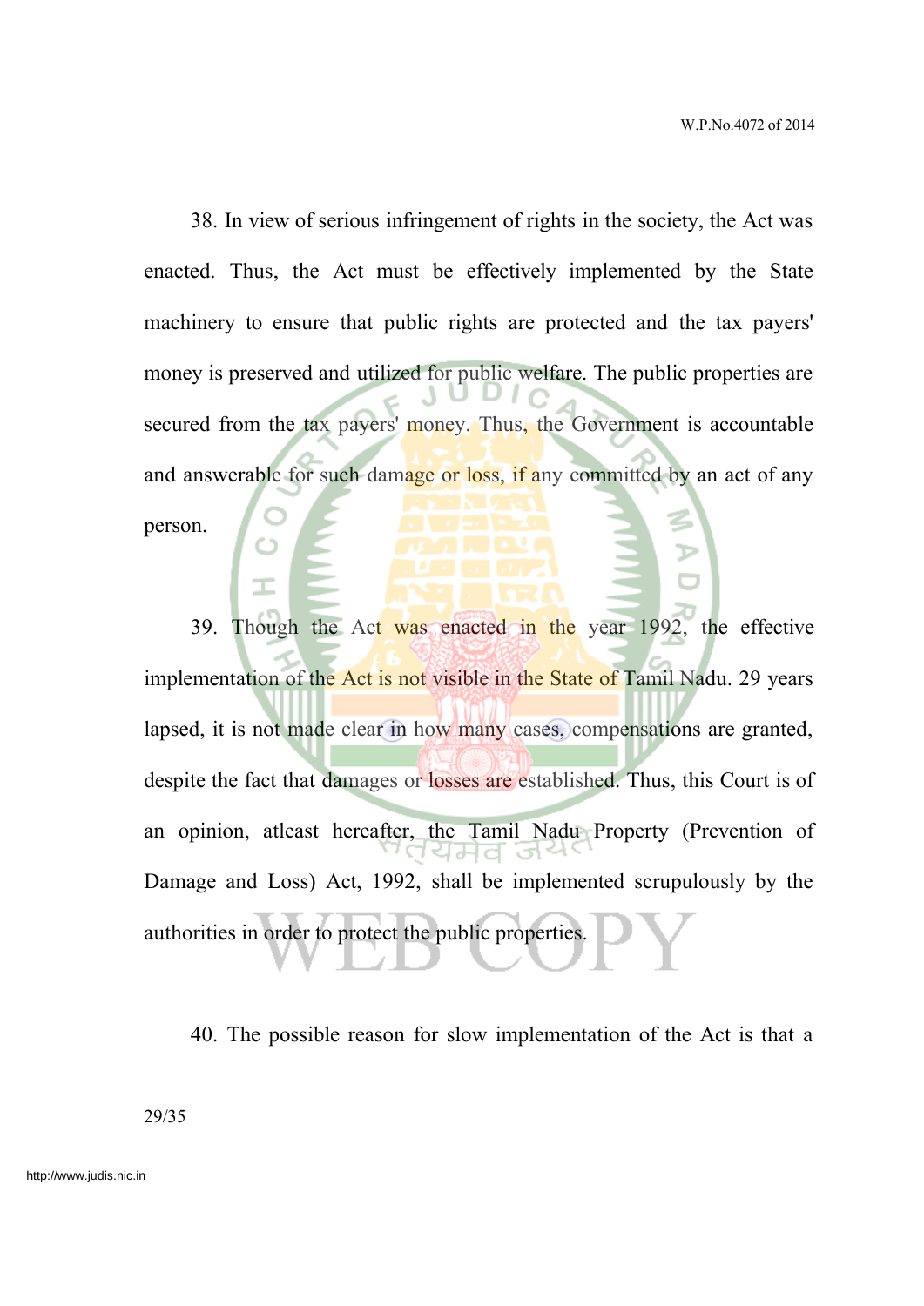38. In view of serious infringement of rights in the society, the Act was enacted. Thus, the Act must be effectively implemented by the State machinery to ensure that public rights are protected and the tax payers' money is preserved and utilized for public welfare. The public properties are secured from the tax payers' money. Thus, the Government is accountable and answerable for such damage or loss, if any committed by an act of any person.

39. Though the Act was enacted in the year 1992, the effective implementation of the Act is not visible in the State of Tamil Nadu. 29 years lapsed, it is not made clear in how many cases, compensations are granted, despite the fact that damages or losses are established. Thus, this Court is of an opinion, atleast hereafter, the Tamil Nadu Property (Prevention of Damage and Loss) Act, 1992, shall be implemented scrupulously by the authorities in order to protect the public properties.

40. The possible reason for slow implementation of the Act is that a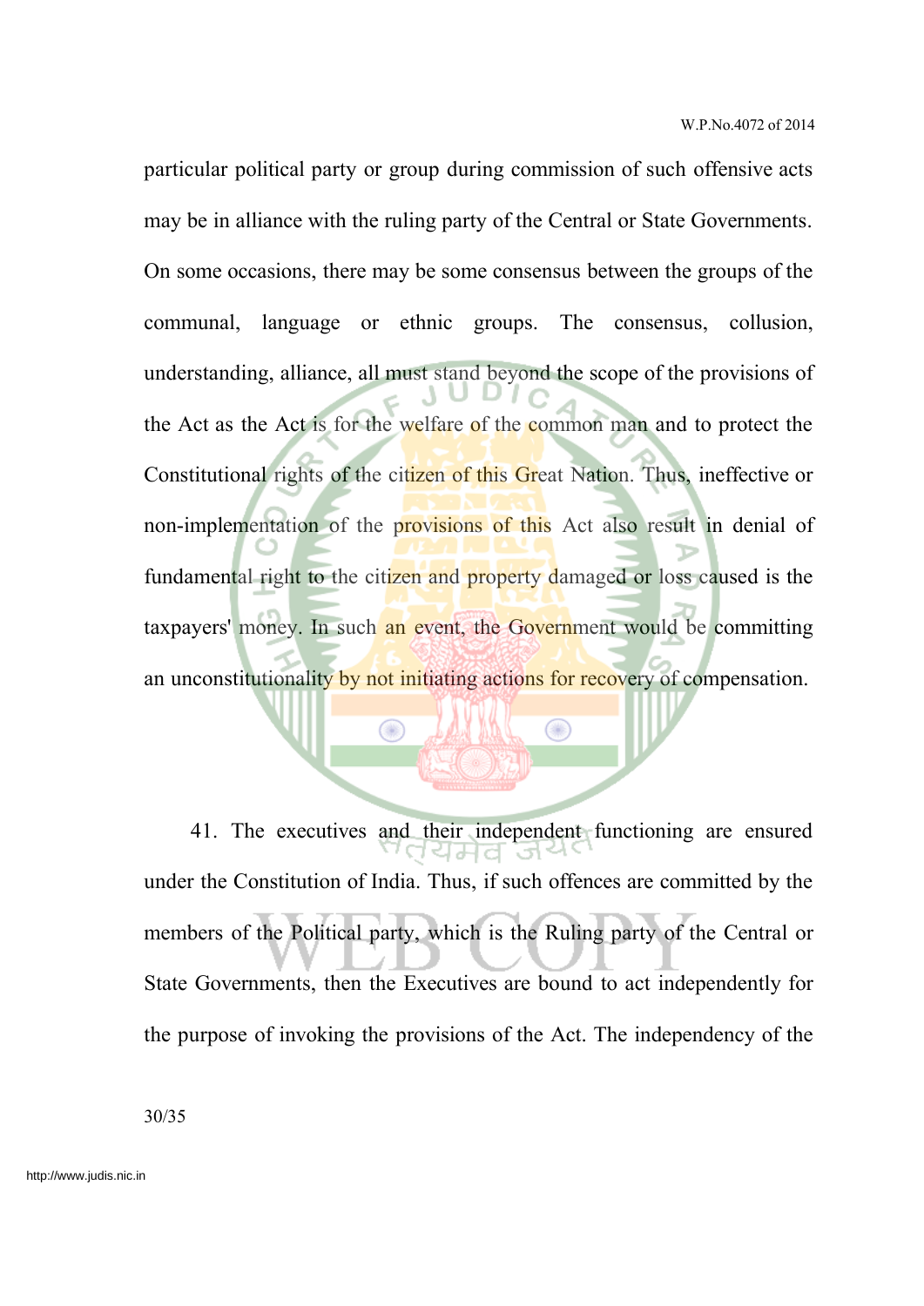particular political party or group during commission of such offensive acts may be in alliance with the ruling party of the Central or State Governments. On some occasions, there may be some consensus between the groups of the communal, language or ethnic groups. The consensus, collusion, understanding, alliance, all must stand beyond the scope of the provisions of the Act as the Act is for the welfare of the common man and to protect the Constitutional rights of the citizen of this Great Nation. Thus, ineffective or non-implementation of the provisions of this Act also result in denial of fundamental right to the citizen and property damaged or loss caused is the taxpayers' money. In such an event, the Government would be committing an unconstitutionality by not initiating actions for recovery of compensation.

41. The executives and their independent functioning are ensured under the Constitution of India. Thus, if such offences are committed by the members of the Political party, which is the Ruling party of the Central or State Governments, then the Executives are bound to act independently for the purpose of invoking the provisions of the Act. The independency of the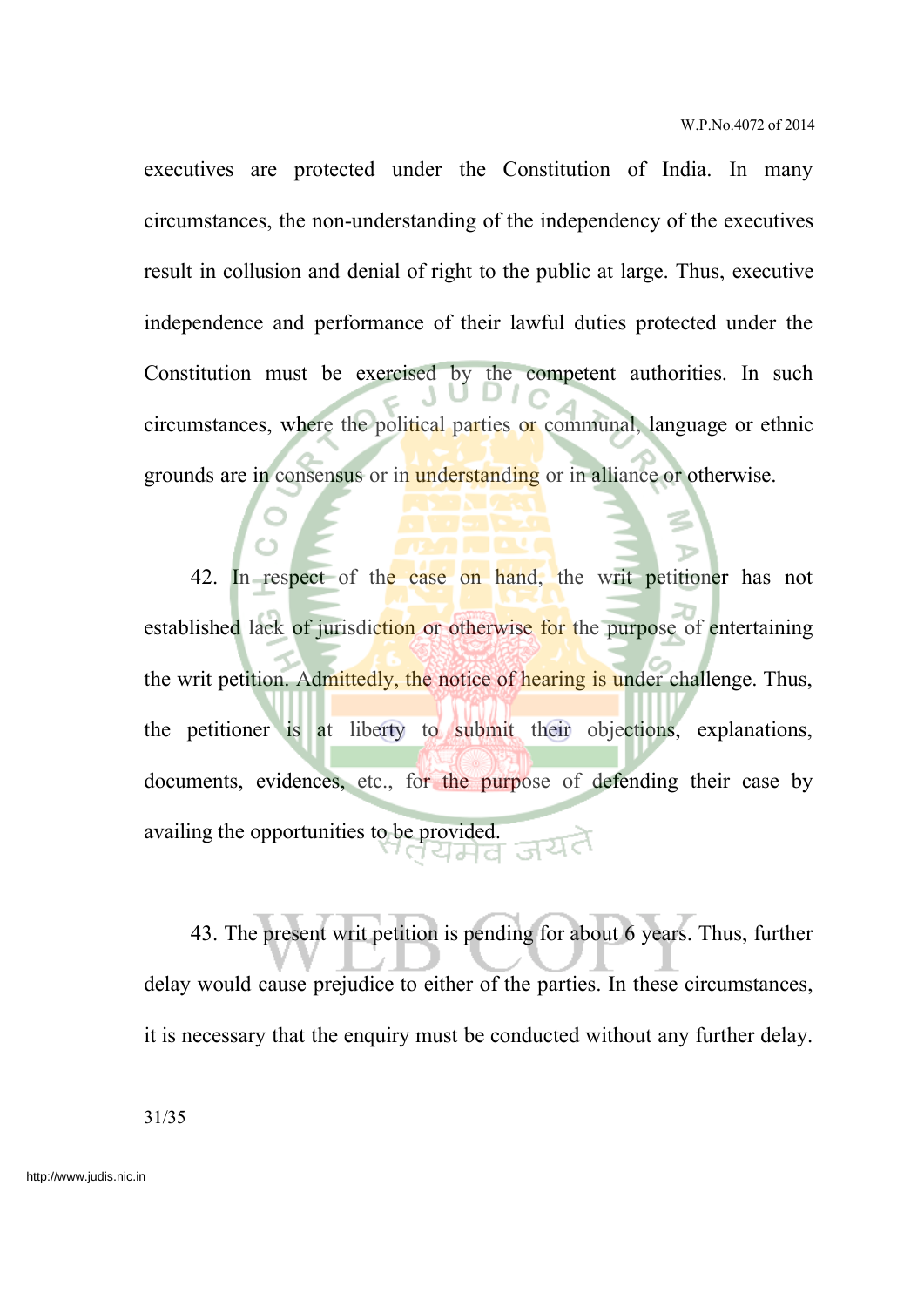executives are protected under the Constitution of India. In many circumstances, the non-understanding of the independency of the executives result in collusion and denial of right to the public at large. Thus, executive independence and performance of their lawful duties protected under the Constitution must be exercised by the competent authorities. In such circumstances, where the political parties or communal, language or ethnic grounds are in consensus or in understanding or in alliance or otherwise.

42. In respect of the case on hand, the writ petitioner has not established lack of jurisdiction or otherwise for the purpose of entertaining the writ petition. Admittedly, the notice of hearing is under challenge. Thus, the petitioner is at liberty to submit their objections, explanations, documents, evidences, etc., for the purpose of defending their case by availing the opportunities to be provided.

43. The present writ petition is pending for about 6 years. Thus, further delay would cause prejudice to either of the parties. In these circumstances, it is necessary that the enquiry must be conducted without any further delay.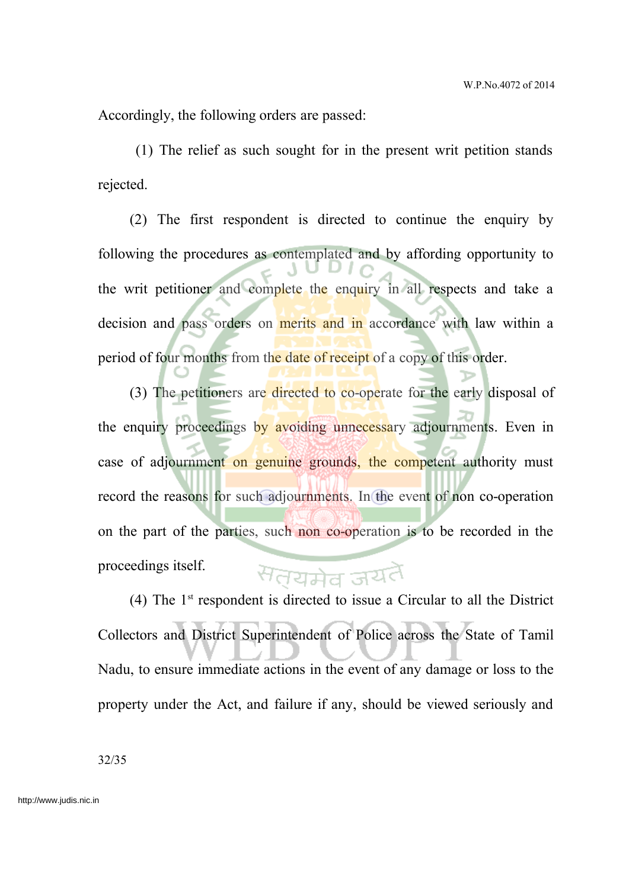Accordingly, the following orders are passed:

(1) The relief as such sought for in the present writ petition stands rejected.

(2) The first respondent is directed to continue the enquiry by following the procedures as contemplated and by affording opportunity to the writ petitioner and complete the enquiry in all respects and take a decision and pass orders on merits and in accordance with law within a period of four months from the date of receipt of a copy of this order.

(3) The petitioners are directed to co-operate for the early disposal of the enquiry proceedings by avoiding unnecessary adjournments. Even in case of adjournment on genuine grounds, the competent authority must record the reasons for such adjournments. In the event of non co-operation on the part of the parties, such non co-operation is to be recorded in the proceedings itself.

(4) The 1st respondent is directed to issue a Circular to all the District Collectors and District Superintendent of Police across the State of Tamil Nadu, to ensure immediate actions in the event of any damage or loss to the property under the Act, and failure if any, should be viewed seriously and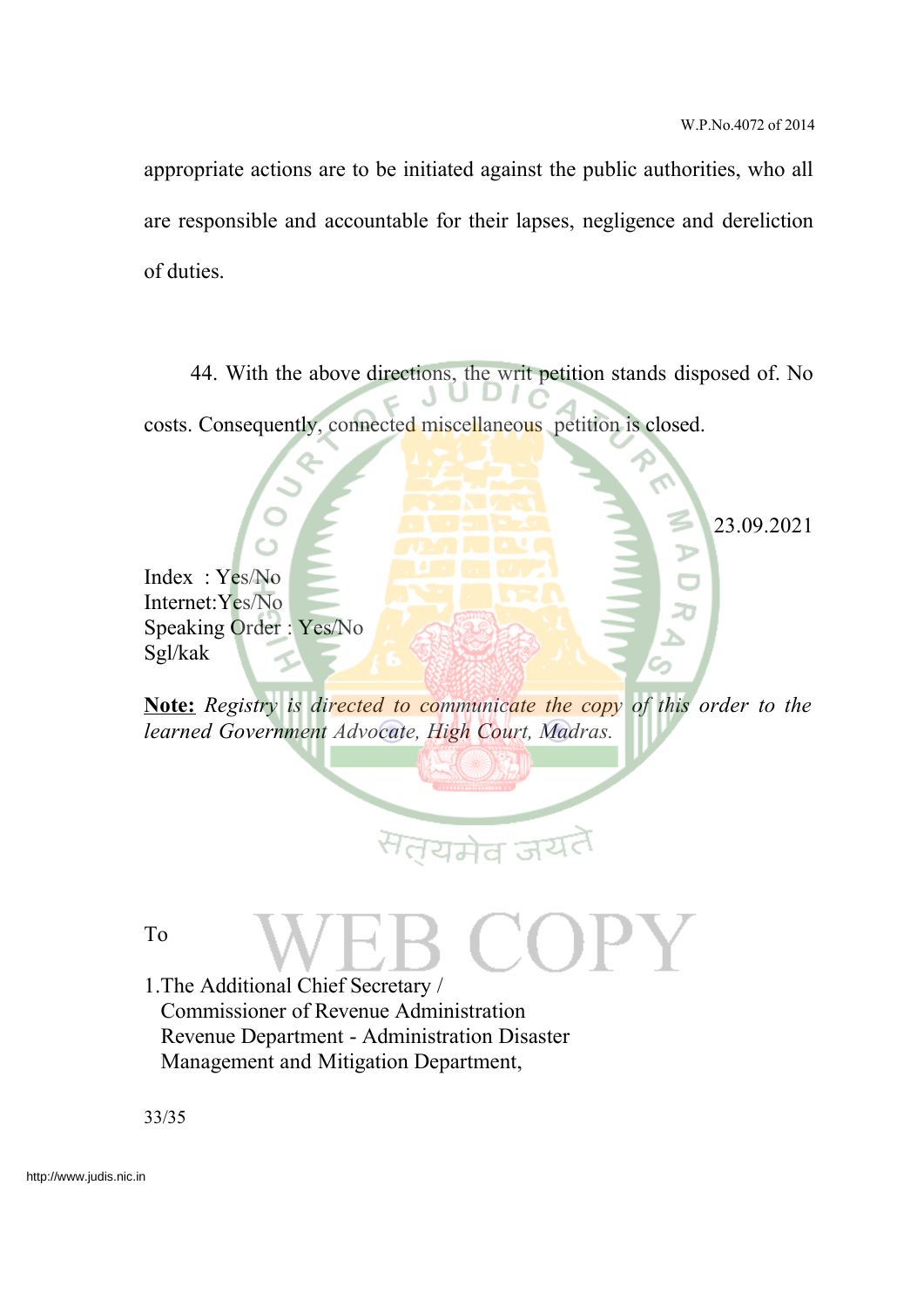appropriate actions are to be initiated against the public authorities, who all are responsible and accountable for their lapses, negligence and dereliction of duties.

44. With the above directions, the writ petition stands disposed of. No costs. Consequently, connected miscellaneous petition is closed.

23.09.2021

Index : Yes/No
Internet:Yes/No
Speaking Order : Yes/No
Sgl/kak

**Note:** *Registry is directed to communicate the copy of this order to the learned Government Advocate, High Court, Madras.*

To

1.The Additional Chief Secretary /
Commissioner of Revenue Administration
Revenue Department - Administration Disaster
Management and Mitigation Department,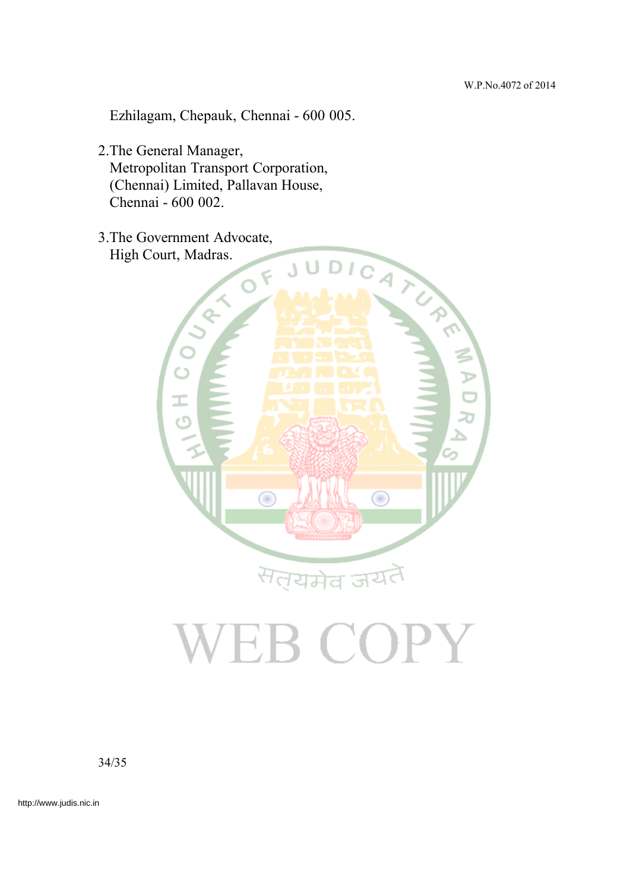Ezhilagam, Chepauk, Chennai - 600 005.

2. The General Manager,
   Metropolitan Transport Corporation,
   (Chennai) Limited, Pallavan House,
   Chennai - 600 002.

3. The Government Advocate,
   High Court, Madras.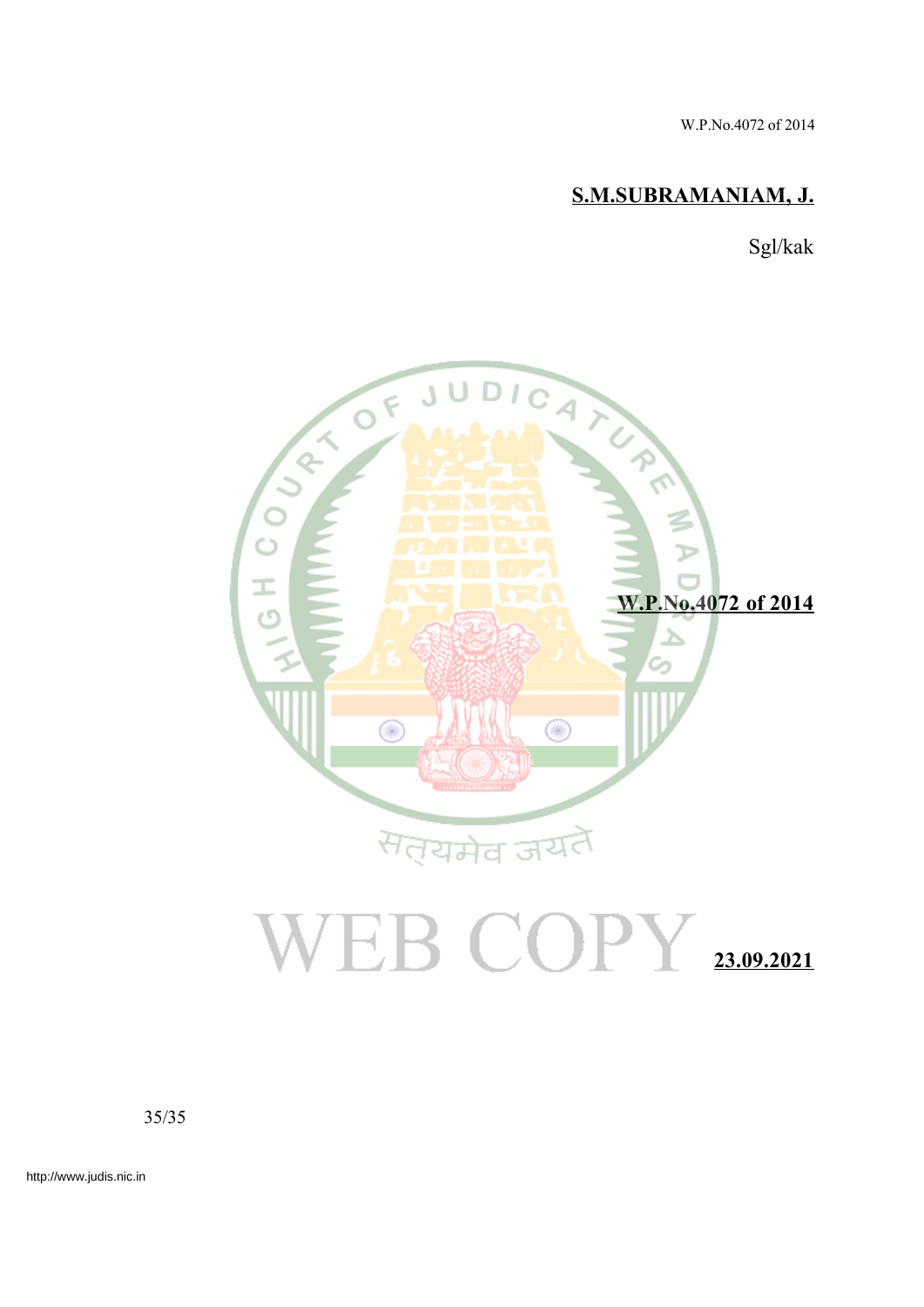**S.M.SUBRAMANIAM, J.**

Sgl/kak

**W.P.No.4072 of 2014**

**23.09.2021**